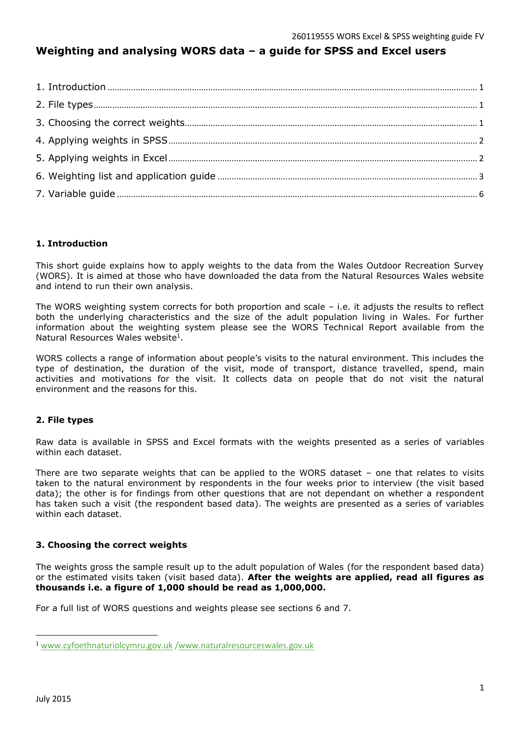# Weighting and analysing WORS data – a guide for SPSS and Excel users

1. Introduction ........ 1
2. File types ........ 1
3. Choosing the correct weights ........ 1
4. Applying weights in SPSS ........ 2
5. Applying weights in Excel ........ 2
6. Weighting list and application guide ........ 3
7. Variable guide ........ 6

## 1. Introduction

This short guide explains how to apply weights to the data from the Wales Outdoor Recreation Survey (WORS). It is aimed at those who have downloaded the data from the Natural Resources Wales website and intend to run their own analysis.

The WORS weighting system corrects for both proportion and scale – i.e. it adjusts the results to reflect both the underlying characteristics and the size of the adult population living in Wales. For further information about the weighting system please see the WORS Technical Report available from the Natural Resources Wales website[1].

WORS collects a range of information about people's visits to the natural environment. This includes the type of destination, the duration of the visit, mode of transport, distance travelled, spend, main activities and motivations for the visit. It collects data on people that do not visit the natural environment and the reasons for this.

## 2. File types

Raw data is available in SPSS and Excel formats with the weights presented as a series of variables within each dataset.

There are two separate weights that can be applied to the WORS dataset – one that relates to visits taken to the natural environment by respondents in the four weeks prior to interview (the visit based data); the other is for findings from other questions that are not dependant on whether a respondent has taken such a visit (the respondent based data). The weights are presented as a series of variables within each dataset.

## 3. Choosing the correct weights

The weights gross the sample result up to the adult population of Wales (for the respondent based data) or the estimated visits taken (visit based data). **After the weights are applied, read all figures as thousands i.e. a figure of 1,000 should be read as 1,000,000.**

For a full list of WORS questions and weights please see sections 6 and 7.

[1] www.cyfoethnaturiolcymru.gov.uk / www.naturalresourceswales.gov.uk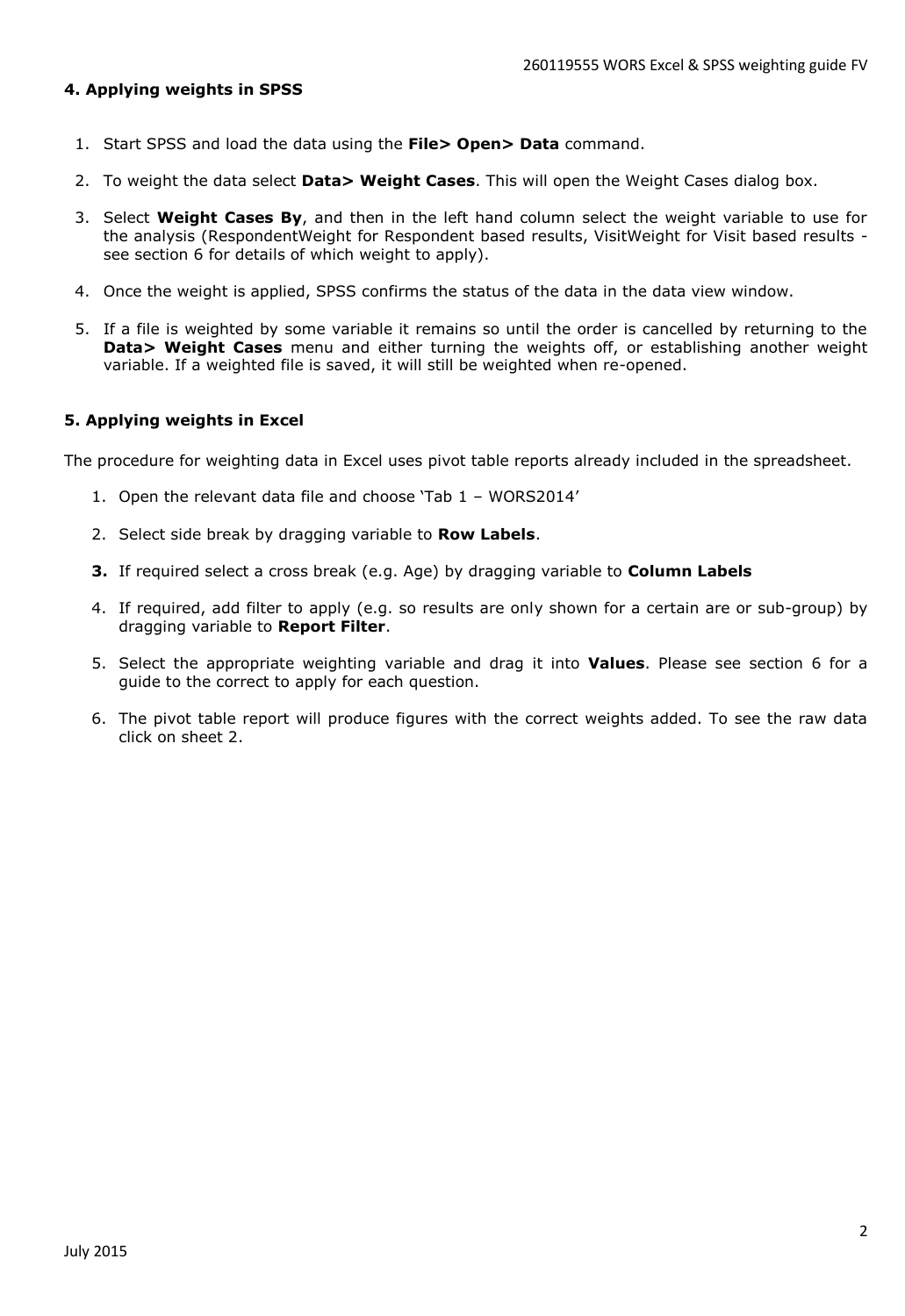#### 4. Applying weights in SPSS

1. Start SPSS and load the data using the **File> Open> Data** command.

2. To weight the data select **Data> Weight Cases**. This will open the Weight Cases dialog box.

3. Select **Weight Cases By**, and then in the left hand column select the weight variable to use for the analysis (RespondentWeight for Respondent based results, VisitWeight for Visit based results - see section 6 for details of which weight to apply).

4. Once the weight is applied, SPSS confirms the status of the data in the data view window.

5. If a file is weighted by some variable it remains so until the order is cancelled by returning to the **Data> Weight Cases** menu and either turning the weights off, or establishing another weight variable. If a weighted file is saved, it will still be weighted when re-opened.

#### 5. Applying weights in Excel

The procedure for weighting data in Excel uses pivot table reports already included in the spreadsheet.

1. Open the relevant data file and choose 'Tab 1 – WORS2014'

2. Select side break by dragging variable to **Row Labels**.

3. If required select a cross break (e.g. Age) by dragging variable to **Column Labels**

4. If required, add filter to apply (e.g. so results are only shown for a certain are or sub-group) by dragging variable to **Report Filter**.

5. Select the appropriate weighting variable and drag it into **Values**. Please see section 6 for a guide to the correct to apply for each question.

6. The pivot table report will produce figures with the correct weights added. To see the raw data click on sheet 2.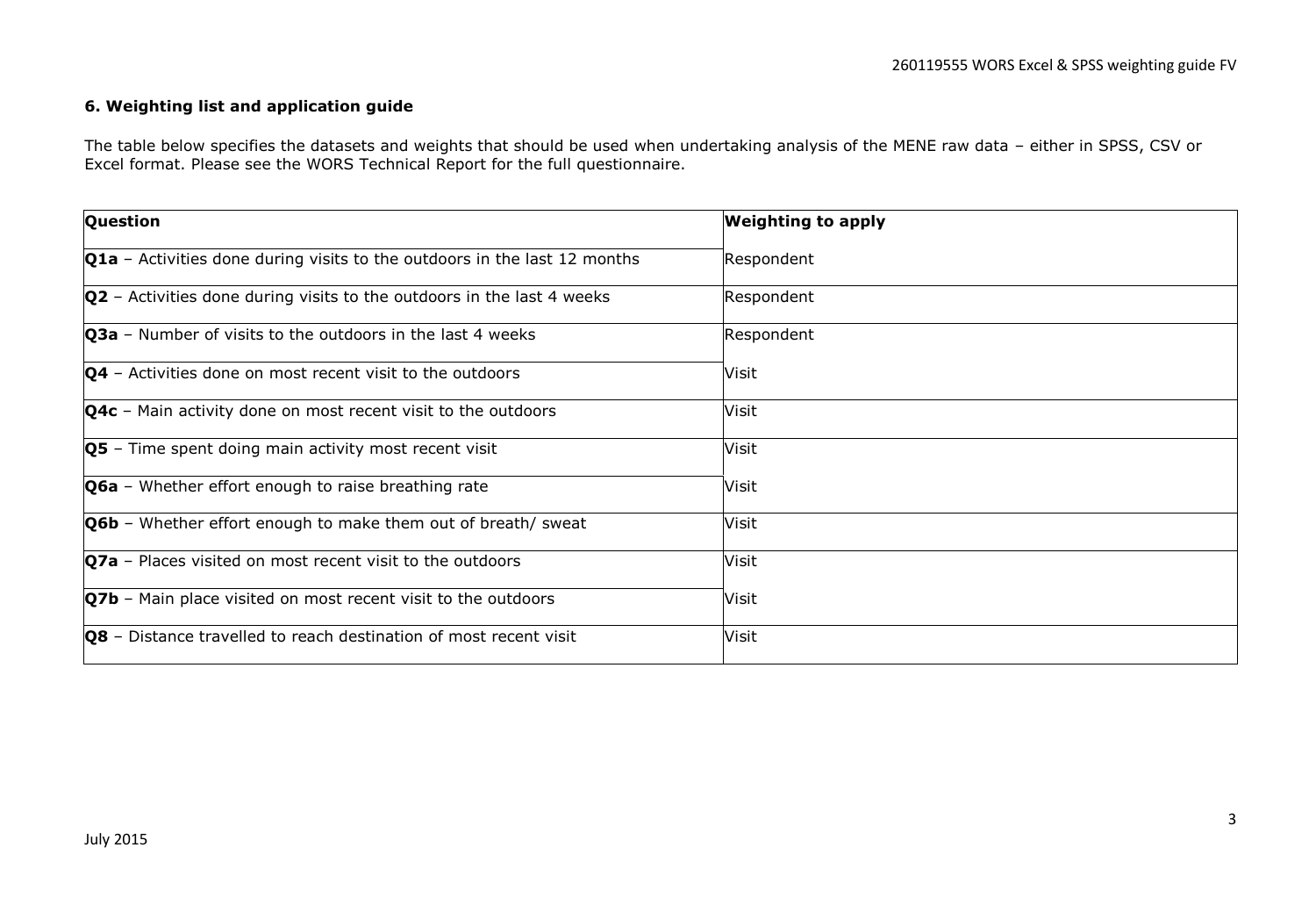**6. Weighting list and application guide**

The table below specifies the datasets and weights that should be used when undertaking analysis of the MENE raw data – either in SPSS, CSV or Excel format. Please see the WORS Technical Report for the full questionnaire.

| Question | Weighting to apply |
|---|---|
| **Q1a** – Activities done during visits to the outdoors in the last 12 months | Respondent |
| **Q2** – Activities done during visits to the outdoors in the last 4 weeks | Respondent |
| **Q3a** – Number of visits to the outdoors in the last 4 weeks | Respondent |
| **Q4** – Activities done on most recent visit to the outdoors | Visit |
| **Q4c** – Main activity done on most recent visit to the outdoors | Visit |
| **Q5** – Time spent doing main activity most recent visit | Visit |
| **Q6a** – Whether effort enough to raise breathing rate | Visit |
| **Q6b** – Whether effort enough to make them out of breath/ sweat | Visit |
| **Q7a** – Places visited on most recent visit to the outdoors | Visit |
| **Q7b** – Main place visited on most recent visit to the outdoors | Visit |
| **Q8** – Distance travelled to reach destination of most recent visit | Visit |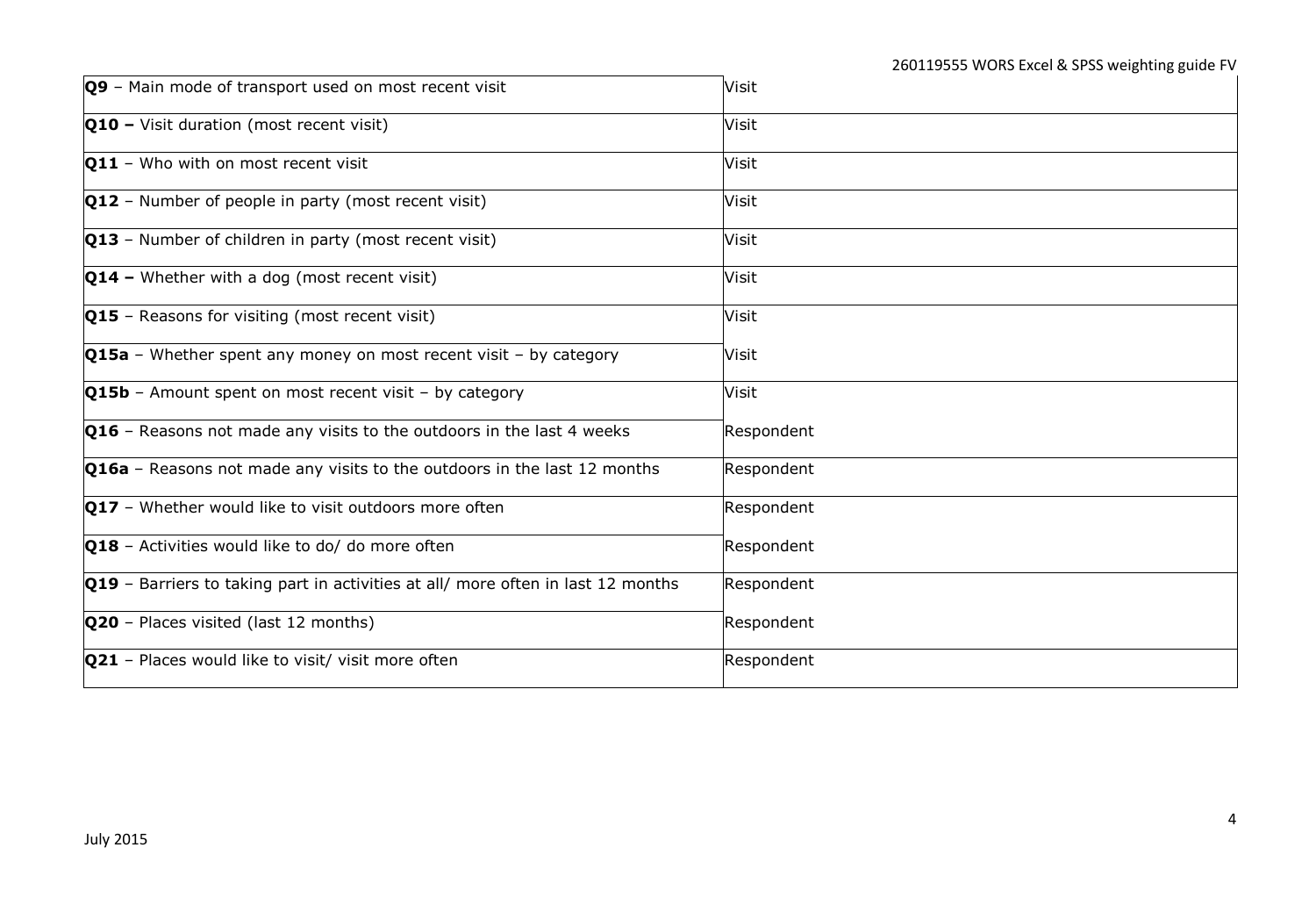| | |
|---|---|
| **Q9** – Main mode of transport used on most recent visit | Visit |
| **Q10 –** Visit duration (most recent visit) | Visit |
| **Q11** – Who with on most recent visit | Visit |
| **Q12** – Number of people in party (most recent visit) | Visit |
| **Q13** – Number of children in party (most recent visit) | Visit |
| **Q14 –** Whether with a dog (most recent visit) | Visit |
| **Q15** – Reasons for visiting (most recent visit) | Visit |
| **Q15a** – Whether spent any money on most recent visit – by category | Visit |
| **Q15b** – Amount spent on most recent visit – by category | Visit |
| **Q16** – Reasons not made any visits to the outdoors in the last 4 weeks | Respondent |
| **Q16a** – Reasons not made any visits to the outdoors in the last 12 months | Respondent |
| **Q17** – Whether would like to visit outdoors more often | Respondent |
| **Q18** – Activities would like to do/ do more often | Respondent |
| **Q19** – Barriers to taking part in activities at all/ more often in last 12 months | Respondent |
| **Q20** – Places visited (last 12 months) | Respondent |
| **Q21** – Places would like to visit/ visit more often | Respondent |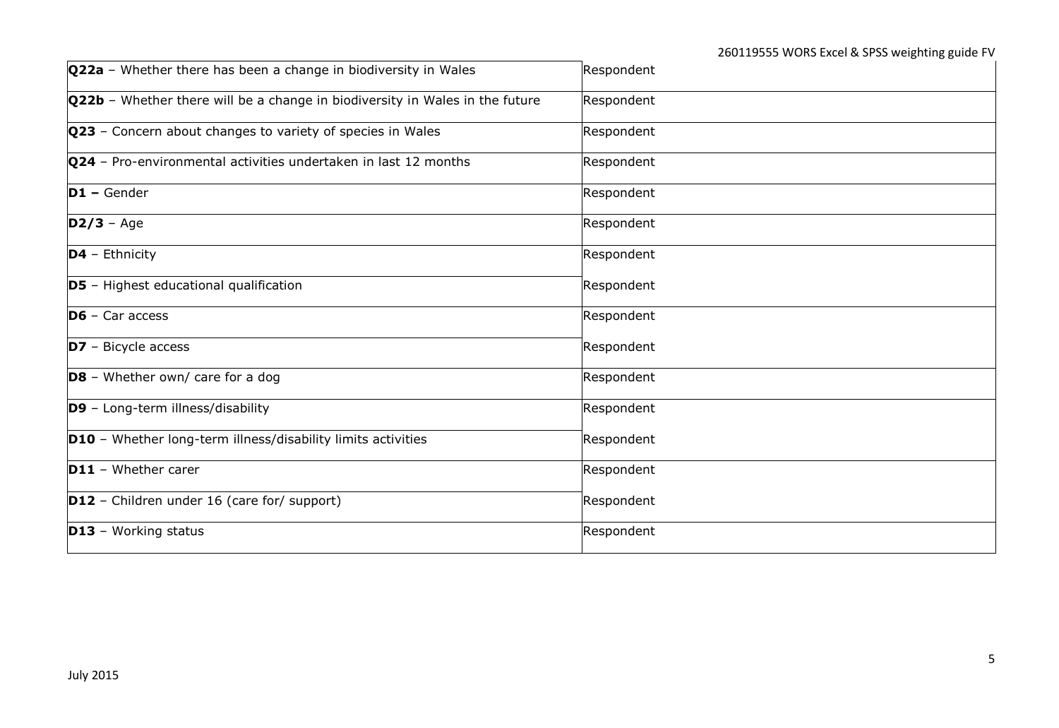| | |
|---|---|
| **Q22a** – Whether there has been a change in biodiversity in Wales | Respondent |
| **Q22b** – Whether there will be a change in biodiversity in Wales in the future | Respondent |
| **Q23** – Concern about changes to variety of species in Wales | Respondent |
| **Q24** – Pro-environmental activities undertaken in last 12 months | Respondent |
| **D1 –** Gender | Respondent |
| **D2/3** – Age | Respondent |
| **D4** – Ethnicity | Respondent |
| **D5** – Highest educational qualification | Respondent |
| **D6** – Car access | Respondent |
| **D7** – Bicycle access | Respondent |
| **D8** – Whether own/ care for a dog | Respondent |
| **D9** – Long-term illness/disability | Respondent |
| **D10** – Whether long-term illness/disability limits activities | Respondent |
| **D11** – Whether carer | Respondent |
| **D12** – Children under 16 (care for/ support) | Respondent |
| **D13** – Working status | Respondent |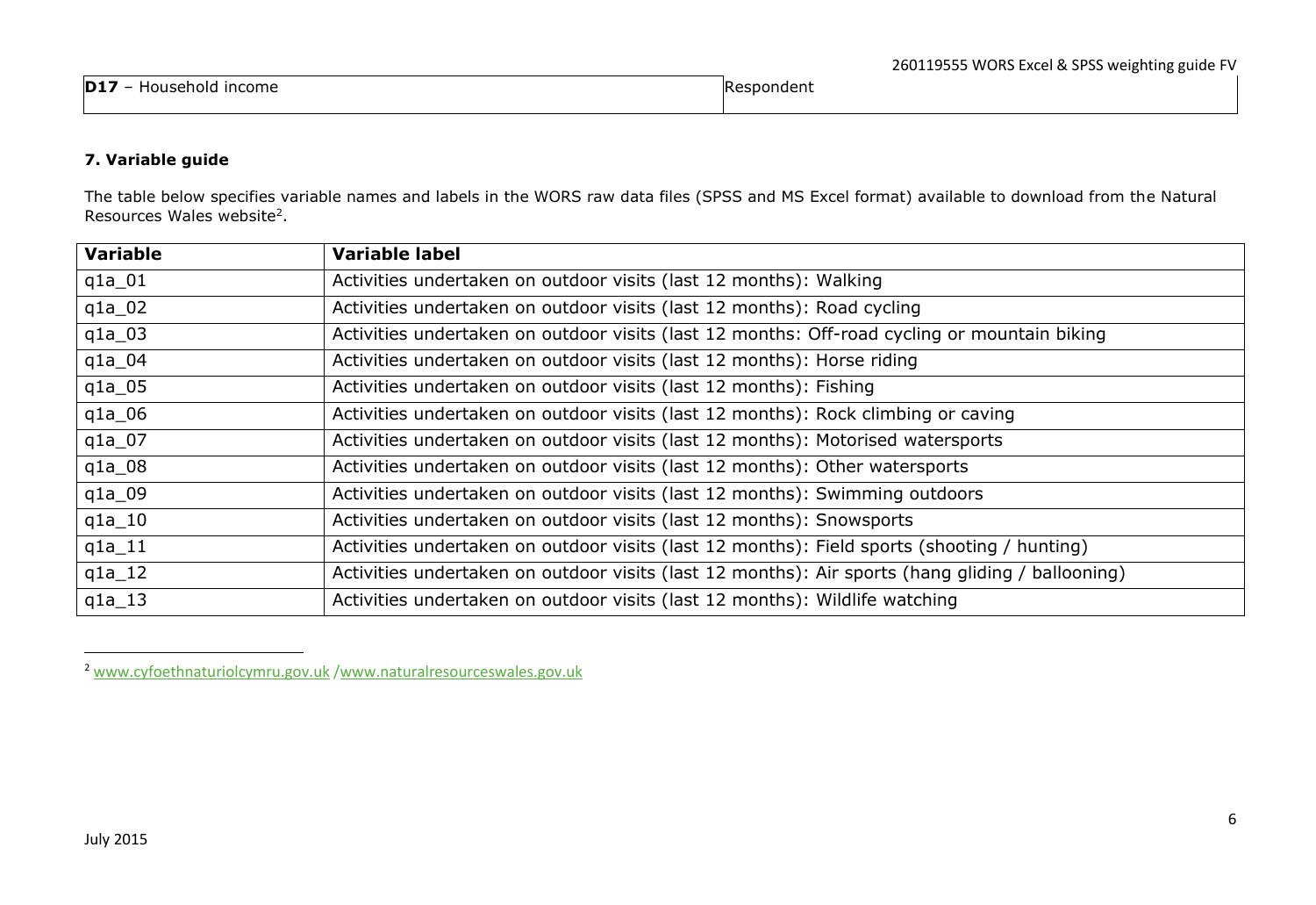| **D17** – Household income | Respondent |
| --- | --- |

**7. Variable guide**

The table below specifies variable names and labels in the WORS raw data files (SPSS and MS Excel format) available to download from the Natural Resources Wales website[2].

| Variable | Variable label |
| --- | --- |
| q1a_01 | Activities undertaken on outdoor visits (last 12 months): Walking |
| q1a_02 | Activities undertaken on outdoor visits (last 12 months): Road cycling |
| q1a_03 | Activities undertaken on outdoor visits (last 12 months: Off-road cycling or mountain biking |
| q1a_04 | Activities undertaken on outdoor visits (last 12 months): Horse riding |
| q1a_05 | Activities undertaken on outdoor visits (last 12 months): Fishing |
| q1a_06 | Activities undertaken on outdoor visits (last 12 months): Rock climbing or caving |
| q1a_07 | Activities undertaken on outdoor visits (last 12 months): Motorised watersports |
| q1a_08 | Activities undertaken on outdoor visits (last 12 months): Other watersports |
| q1a_09 | Activities undertaken on outdoor visits (last 12 months): Swimming outdoors |
| q1a_10 | Activities undertaken on outdoor visits (last 12 months): Snowsports |
| q1a_11 | Activities undertaken on outdoor visits (last 12 months): Field sports (shooting / hunting) |
| q1a_12 | Activities undertaken on outdoor visits (last 12 months): Air sports (hang gliding / ballooning) |
| q1a_13 | Activities undertaken on outdoor visits (last 12 months): Wildlife watching |

[2] www.cyfoethnaturiolcymru.gov.uk /www.naturalresourceswales.gov.uk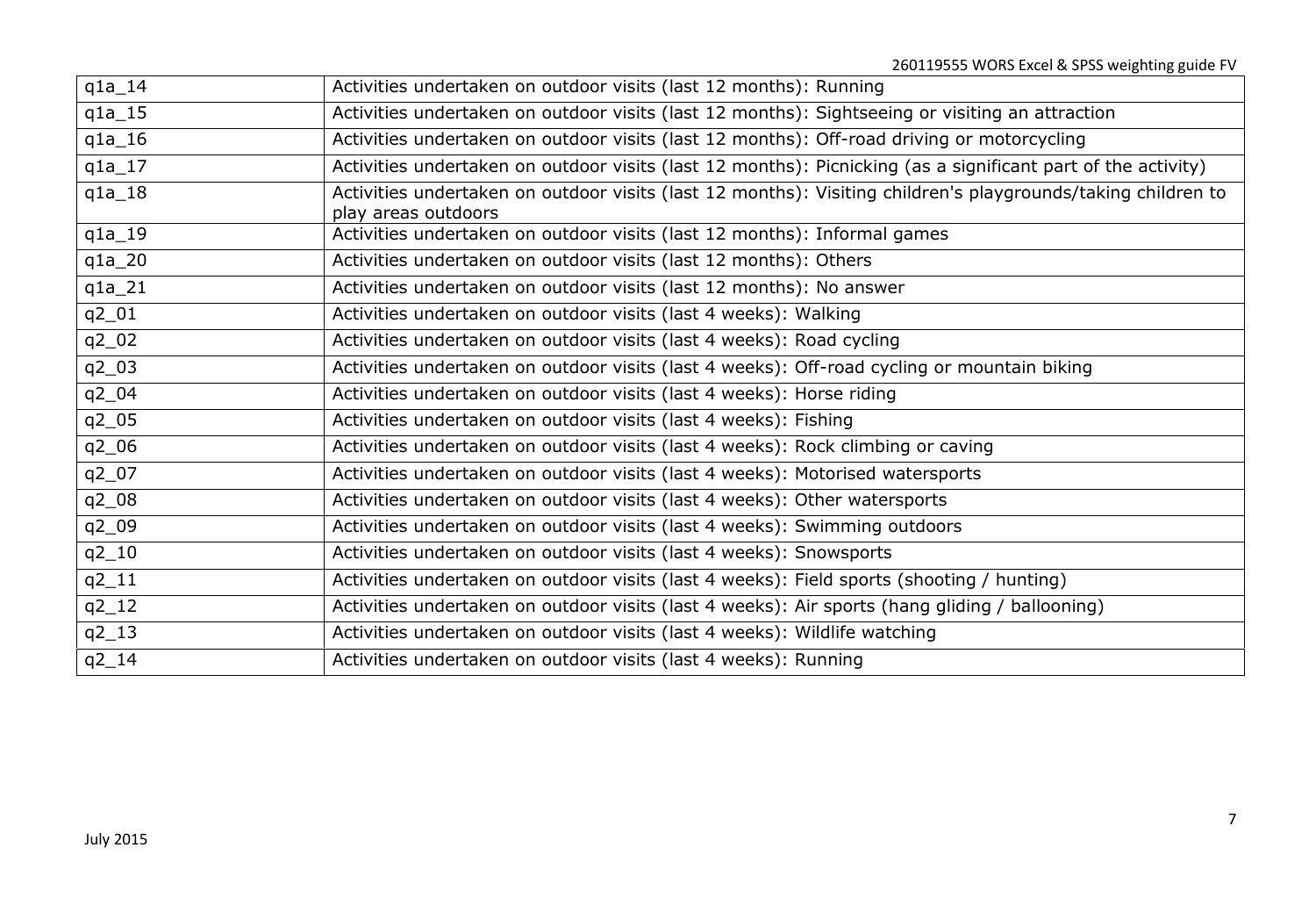| q1a_14 | Activities undertaken on outdoor visits (last 12 months): Running |
|---|---|
| q1a_15 | Activities undertaken on outdoor visits (last 12 months): Sightseeing or visiting an attraction |
| q1a_16 | Activities undertaken on outdoor visits (last 12 months): Off-road driving or motorcycling |
| q1a_17 | Activities undertaken on outdoor visits (last 12 months): Picnicking (as a significant part of the activity) |
| q1a_18 | Activities undertaken on outdoor visits (last 12 months): Visiting children's playgrounds/taking children to play areas outdoors |
| q1a_19 | Activities undertaken on outdoor visits (last 12 months): Informal games |
| q1a_20 | Activities undertaken on outdoor visits (last 12 months): Others |
| q1a_21 | Activities undertaken on outdoor visits (last 12 months): No answer |
| q2_01 | Activities undertaken on outdoor visits (last 4 weeks): Walking |
| q2_02 | Activities undertaken on outdoor visits (last 4 weeks): Road cycling |
| q2_03 | Activities undertaken on outdoor visits (last 4 weeks): Off-road cycling or mountain biking |
| q2_04 | Activities undertaken on outdoor visits (last 4 weeks): Horse riding |
| q2_05 | Activities undertaken on outdoor visits (last 4 weeks): Fishing |
| q2_06 | Activities undertaken on outdoor visits (last 4 weeks): Rock climbing or caving |
| q2_07 | Activities undertaken on outdoor visits (last 4 weeks): Motorised watersports |
| q2_08 | Activities undertaken on outdoor visits (last 4 weeks): Other watersports |
| q2_09 | Activities undertaken on outdoor visits (last 4 weeks): Swimming outdoors |
| q2_10 | Activities undertaken on outdoor visits (last 4 weeks): Snowsports |
| q2_11 | Activities undertaken on outdoor visits (last 4 weeks): Field sports (shooting / hunting) |
| q2_12 | Activities undertaken on outdoor visits (last 4 weeks): Air sports (hang gliding / ballooning) |
| q2_13 | Activities undertaken on outdoor visits (last 4 weeks): Wildlife watching |
| q2_14 | Activities undertaken on outdoor visits (last 4 weeks): Running |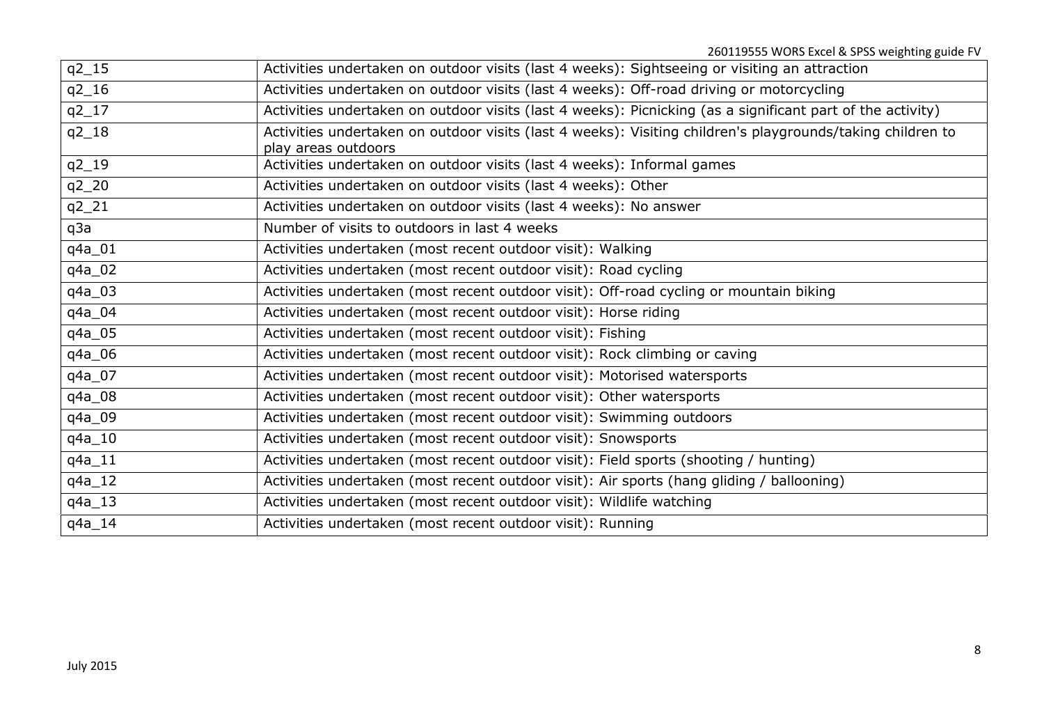| | |
|---|---|
| q2_15 | Activities undertaken on outdoor visits (last 4 weeks): Sightseeing or visiting an attraction |
| q2_16 | Activities undertaken on outdoor visits (last 4 weeks): Off-road driving or motorcycling |
| q2_17 | Activities undertaken on outdoor visits (last 4 weeks): Picnicking (as a significant part of the activity) |
| q2_18 | Activities undertaken on outdoor visits (last 4 weeks): Visiting children's playgrounds/taking children to play areas outdoors |
| q2_19 | Activities undertaken on outdoor visits (last 4 weeks): Informal games |
| q2_20 | Activities undertaken on outdoor visits (last 4 weeks): Other |
| q2_21 | Activities undertaken on outdoor visits (last 4 weeks): No answer |
| q3a | Number of visits to outdoors in last 4 weeks |
| q4a_01 | Activities undertaken (most recent outdoor visit): Walking |
| q4a_02 | Activities undertaken (most recent outdoor visit): Road cycling |
| q4a_03 | Activities undertaken (most recent outdoor visit): Off-road cycling or mountain biking |
| q4a_04 | Activities undertaken (most recent outdoor visit): Horse riding |
| q4a_05 | Activities undertaken (most recent outdoor visit): Fishing |
| q4a_06 | Activities undertaken (most recent outdoor visit): Rock climbing or caving |
| q4a_07 | Activities undertaken (most recent outdoor visit): Motorised watersports |
| q4a_08 | Activities undertaken (most recent outdoor visit): Other watersports |
| q4a_09 | Activities undertaken (most recent outdoor visit): Swimming outdoors |
| q4a_10 | Activities undertaken (most recent outdoor visit): Snowsports |
| q4a_11 | Activities undertaken (most recent outdoor visit): Field sports (shooting / hunting) |
| q4a_12 | Activities undertaken (most recent outdoor visit): Air sports (hang gliding / ballooning) |
| q4a_13 | Activities undertaken (most recent outdoor visit): Wildlife watching |
| q4a_14 | Activities undertaken (most recent outdoor visit): Running |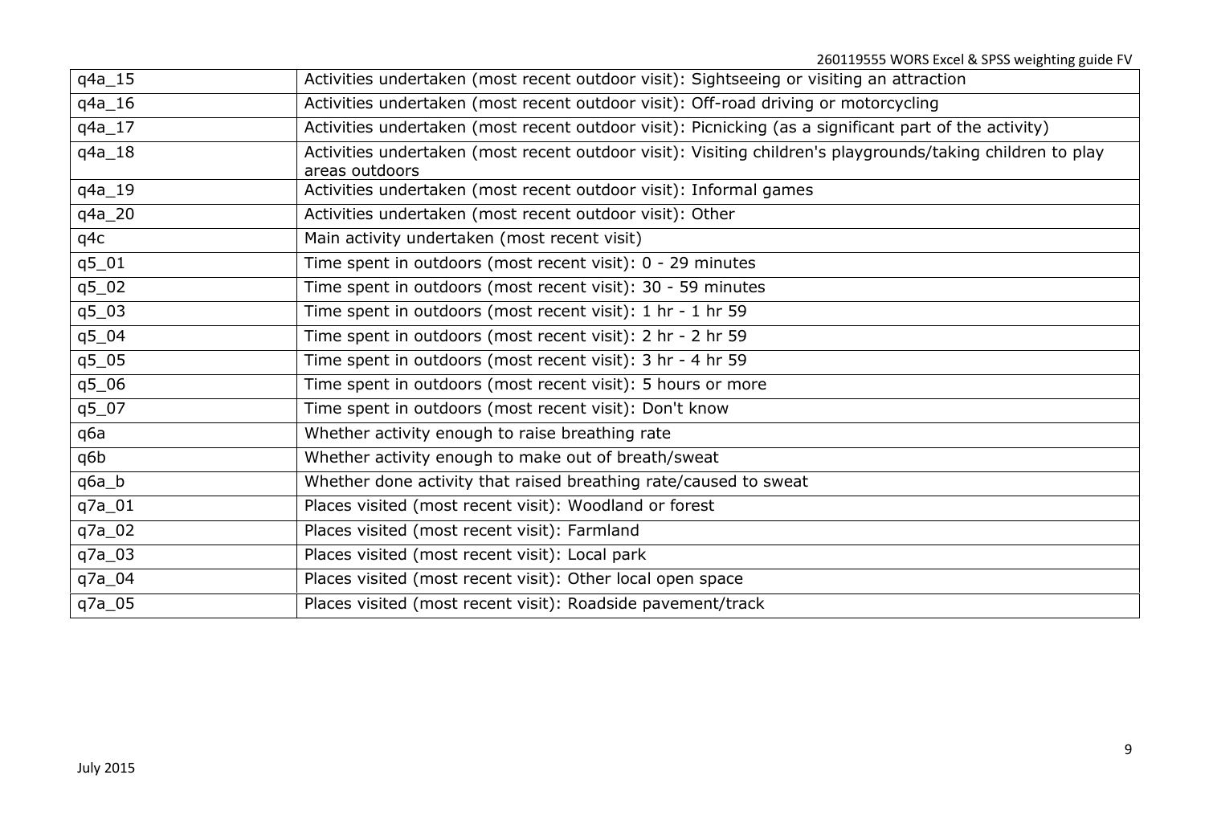| | |
|---|---|
| q4a_15 | Activities undertaken (most recent outdoor visit): Sightseeing or visiting an attraction |
| q4a_16 | Activities undertaken (most recent outdoor visit): Off-road driving or motorcycling |
| q4a_17 | Activities undertaken (most recent outdoor visit): Picnicking (as a significant part of the activity) |
| q4a_18 | Activities undertaken (most recent outdoor visit): Visiting children's playgrounds/taking children to play areas outdoors |
| q4a_19 | Activities undertaken (most recent outdoor visit): Informal games |
| q4a_20 | Activities undertaken (most recent outdoor visit): Other |
| q4c | Main activity undertaken (most recent visit) |
| q5_01 | Time spent in outdoors (most recent visit): 0 - 29 minutes |
| q5_02 | Time spent in outdoors (most recent visit): 30 - 59 minutes |
| q5_03 | Time spent in outdoors (most recent visit): 1 hr - 1 hr 59 |
| q5_04 | Time spent in outdoors (most recent visit): 2 hr - 2 hr 59 |
| q5_05 | Time spent in outdoors (most recent visit): 3 hr - 4 hr 59 |
| q5_06 | Time spent in outdoors (most recent visit): 5 hours or more |
| q5_07 | Time spent in outdoors (most recent visit): Don't know |
| q6a | Whether activity enough to raise breathing rate |
| q6b | Whether activity enough to make out of breath/sweat |
| q6a_b | Whether done activity that raised breathing rate/caused to sweat |
| q7a_01 | Places visited (most recent visit): Woodland or forest |
| q7a_02 | Places visited (most recent visit): Farmland |
| q7a_03 | Places visited (most recent visit): Local park |
| q7a_04 | Places visited (most recent visit): Other local open space |
| q7a_05 | Places visited (most recent visit): Roadside pavement/track |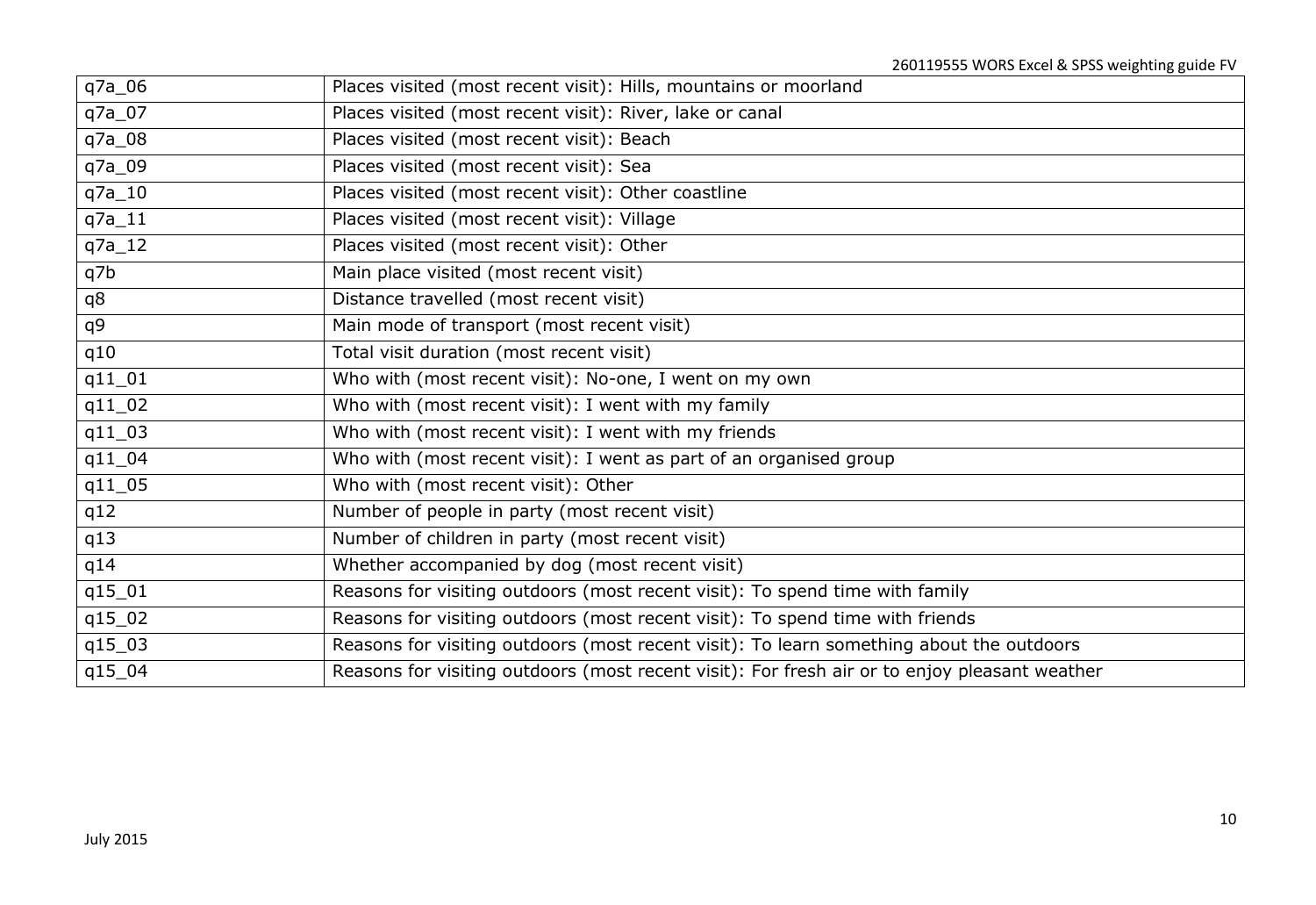| | |
|---|---|
| q7a_06 | Places visited (most recent visit): Hills, mountains or moorland |
| q7a_07 | Places visited (most recent visit): River, lake or canal |
| q7a_08 | Places visited (most recent visit): Beach |
| q7a_09 | Places visited (most recent visit): Sea |
| q7a_10 | Places visited (most recent visit): Other coastline |
| q7a_11 | Places visited (most recent visit): Village |
| q7a_12 | Places visited (most recent visit): Other |
| q7b | Main place visited (most recent visit) |
| q8 | Distance travelled (most recent visit) |
| q9 | Main mode of transport (most recent visit) |
| q10 | Total visit duration (most recent visit) |
| q11_01 | Who with (most recent visit): No-one, I went on my own |
| q11_02 | Who with (most recent visit): I went with my family |
| q11_03 | Who with (most recent visit): I went with my friends |
| q11_04 | Who with (most recent visit): I went as part of an organised group |
| q11_05 | Who with (most recent visit): Other |
| q12 | Number of people in party (most recent visit) |
| q13 | Number of children in party (most recent visit) |
| q14 | Whether accompanied by dog (most recent visit) |
| q15_01 | Reasons for visiting outdoors (most recent visit): To spend time with family |
| q15_02 | Reasons for visiting outdoors (most recent visit): To spend time with friends |
| q15_03 | Reasons for visiting outdoors (most recent visit): To learn something about the outdoors |
| q15_04 | Reasons for visiting outdoors (most recent visit): For fresh air or to enjoy pleasant weather |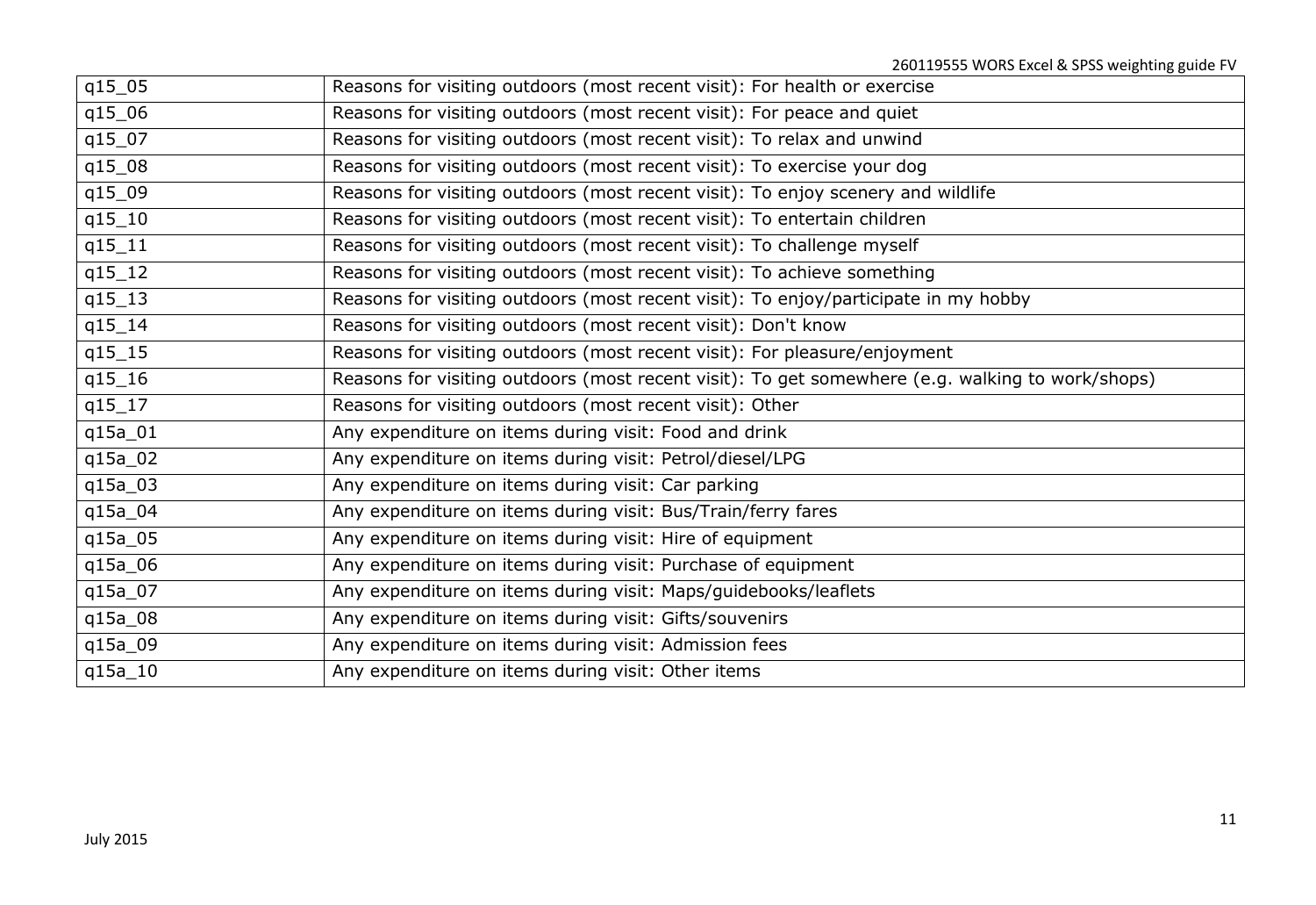| q15_05 | Reasons for visiting outdoors (most recent visit): For health or exercise |
|---|---|
| q15_06 | Reasons for visiting outdoors (most recent visit): For peace and quiet |
| q15_07 | Reasons for visiting outdoors (most recent visit): To relax and unwind |
| q15_08 | Reasons for visiting outdoors (most recent visit): To exercise your dog |
| q15_09 | Reasons for visiting outdoors (most recent visit): To enjoy scenery and wildlife |
| q15_10 | Reasons for visiting outdoors (most recent visit): To entertain children |
| q15_11 | Reasons for visiting outdoors (most recent visit): To challenge myself |
| q15_12 | Reasons for visiting outdoors (most recent visit): To achieve something |
| q15_13 | Reasons for visiting outdoors (most recent visit): To enjoy/participate in my hobby |
| q15_14 | Reasons for visiting outdoors (most recent visit): Don't know |
| q15_15 | Reasons for visiting outdoors (most recent visit): For pleasure/enjoyment |
| q15_16 | Reasons for visiting outdoors (most recent visit): To get somewhere (e.g. walking to work/shops) |
| q15_17 | Reasons for visiting outdoors (most recent visit): Other |
| q15a_01 | Any expenditure on items during visit: Food and drink |
| q15a_02 | Any expenditure on items during visit: Petrol/diesel/LPG |
| q15a_03 | Any expenditure on items during visit: Car parking |
| q15a_04 | Any expenditure on items during visit: Bus/Train/ferry fares |
| q15a_05 | Any expenditure on items during visit: Hire of equipment |
| q15a_06 | Any expenditure on items during visit: Purchase of equipment |
| q15a_07 | Any expenditure on items during visit: Maps/guidebooks/leaflets |
| q15a_08 | Any expenditure on items during visit: Gifts/souvenirs |
| q15a_09 | Any expenditure on items during visit: Admission fees |
| q15a_10 | Any expenditure on items during visit: Other items |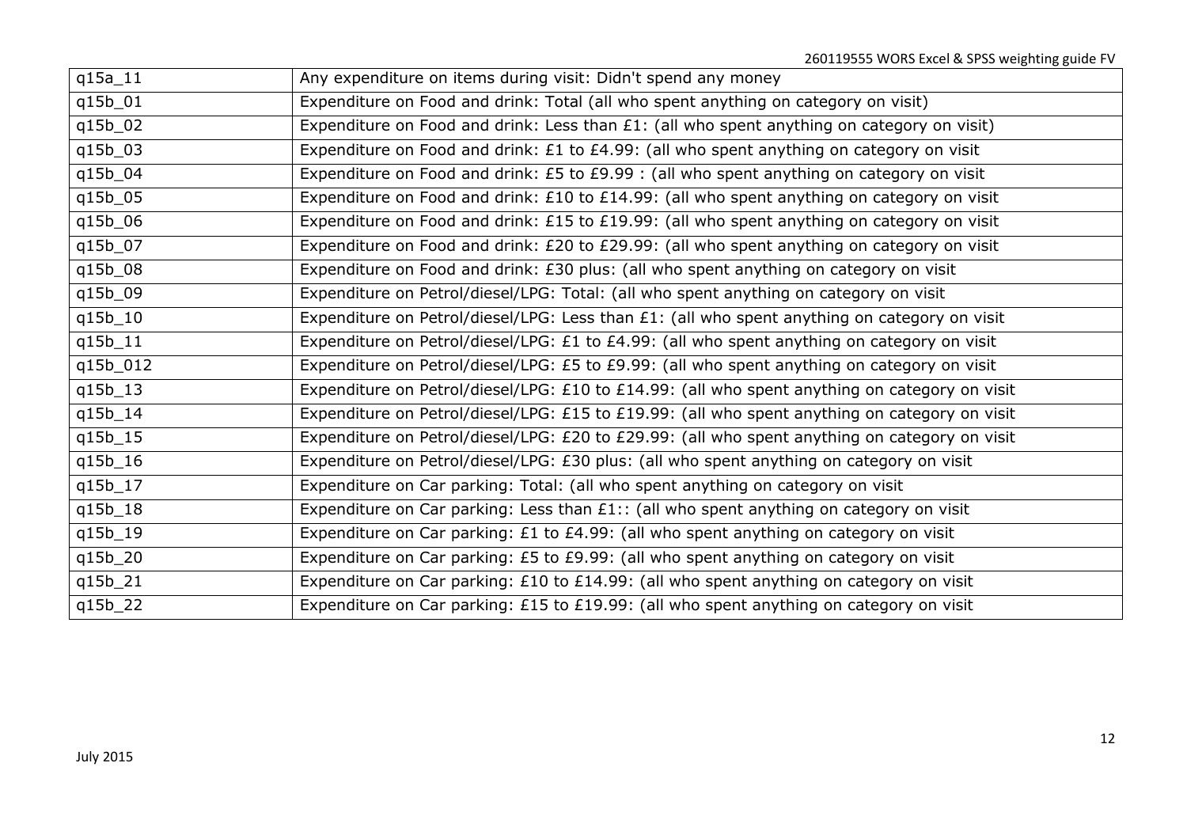| | |
|---|---|
| q15a_11 | Any expenditure on items during visit: Didn't spend any money |
| q15b_01 | Expenditure on Food and drink: Total (all who spent anything on category on visit) |
| q15b_02 | Expenditure on Food and drink: Less than £1: (all who spent anything on category on visit) |
| q15b_03 | Expenditure on Food and drink: £1 to £4.99: (all who spent anything on category on visit |
| q15b_04 | Expenditure on Food and drink: £5 to £9.99 : (all who spent anything on category on visit |
| q15b_05 | Expenditure on Food and drink: £10 to £14.99: (all who spent anything on category on visit |
| q15b_06 | Expenditure on Food and drink: £15 to £19.99: (all who spent anything on category on visit |
| q15b_07 | Expenditure on Food and drink: £20 to £29.99: (all who spent anything on category on visit |
| q15b_08 | Expenditure on Food and drink: £30 plus: (all who spent anything on category on visit |
| q15b_09 | Expenditure on Petrol/diesel/LPG: Total: (all who spent anything on category on visit |
| q15b_10 | Expenditure on Petrol/diesel/LPG: Less than £1: (all who spent anything on category on visit |
| q15b_11 | Expenditure on Petrol/diesel/LPG: £1 to £4.99: (all who spent anything on category on visit |
| q15b_012 | Expenditure on Petrol/diesel/LPG: £5 to £9.99: (all who spent anything on category on visit |
| q15b_13 | Expenditure on Petrol/diesel/LPG: £10 to £14.99: (all who spent anything on category on visit |
| q15b_14 | Expenditure on Petrol/diesel/LPG: £15 to £19.99: (all who spent anything on category on visit |
| q15b_15 | Expenditure on Petrol/diesel/LPG: £20 to £29.99: (all who spent anything on category on visit |
| q15b_16 | Expenditure on Petrol/diesel/LPG: £30 plus: (all who spent anything on category on visit |
| q15b_17 | Expenditure on Car parking: Total: (all who spent anything on category on visit |
| q15b_18 | Expenditure on Car parking: Less than £1:: (all who spent anything on category on visit |
| q15b_19 | Expenditure on Car parking: £1 to £4.99: (all who spent anything on category on visit |
| q15b_20 | Expenditure on Car parking: £5 to £9.99: (all who spent anything on category on visit |
| q15b_21 | Expenditure on Car parking: £10 to £14.99: (all who spent anything on category on visit |
| q15b_22 | Expenditure on Car parking: £15 to £19.99: (all who spent anything on category on visit |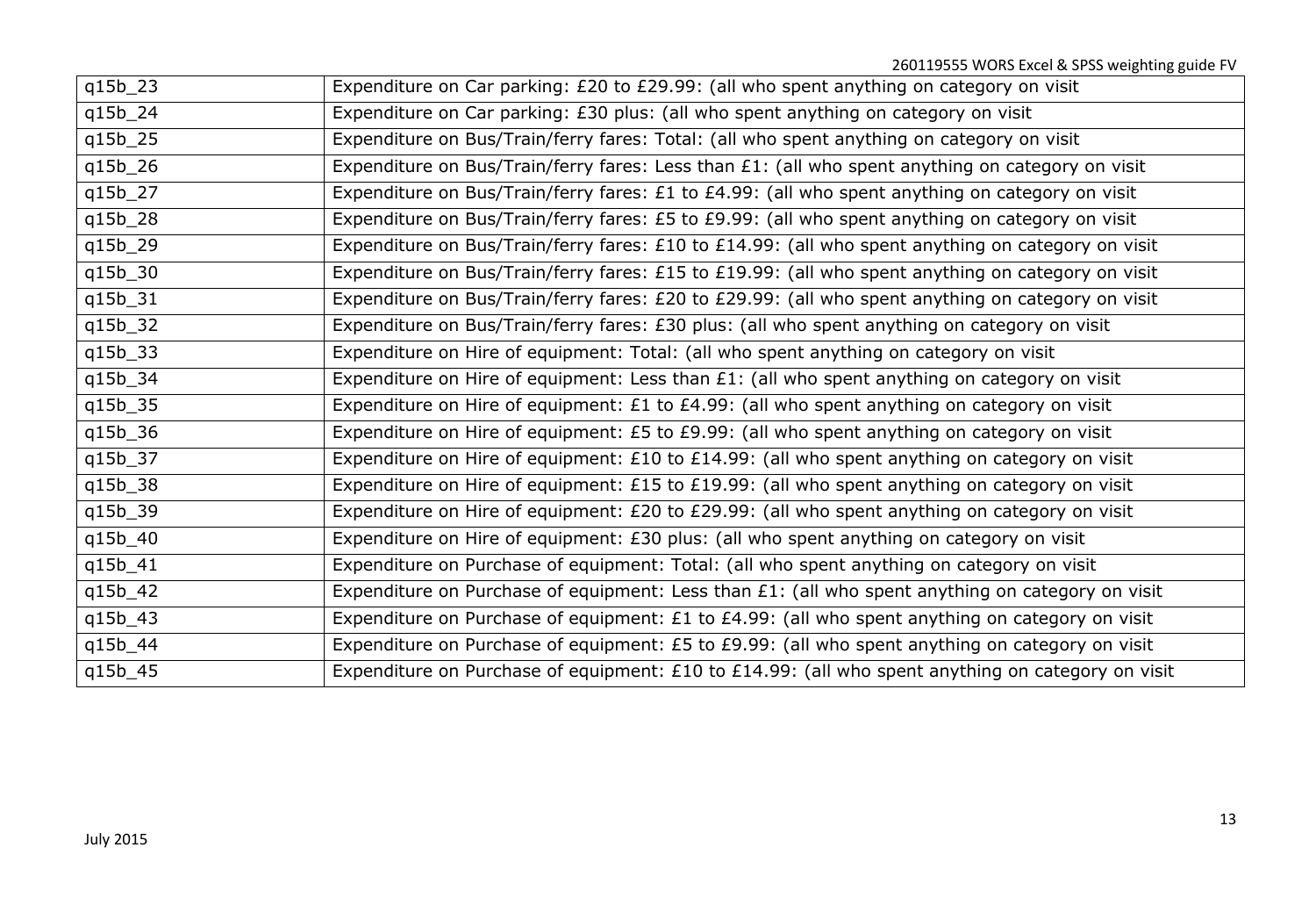| q15b_23 | Expenditure on Car parking: £20 to £29.99: (all who spent anything on category on visit |
|---|---|
| q15b_24 | Expenditure on Car parking: £30 plus: (all who spent anything on category on visit |
| q15b_25 | Expenditure on Bus/Train/ferry fares: Total: (all who spent anything on category on visit |
| q15b_26 | Expenditure on Bus/Train/ferry fares: Less than £1: (all who spent anything on category on visit |
| q15b_27 | Expenditure on Bus/Train/ferry fares: £1 to £4.99: (all who spent anything on category on visit |
| q15b_28 | Expenditure on Bus/Train/ferry fares: £5 to £9.99: (all who spent anything on category on visit |
| q15b_29 | Expenditure on Bus/Train/ferry fares: £10 to £14.99: (all who spent anything on category on visit |
| q15b_30 | Expenditure on Bus/Train/ferry fares: £15 to £19.99: (all who spent anything on category on visit |
| q15b_31 | Expenditure on Bus/Train/ferry fares: £20 to £29.99: (all who spent anything on category on visit |
| q15b_32 | Expenditure on Bus/Train/ferry fares: £30 plus: (all who spent anything on category on visit |
| q15b_33 | Expenditure on Hire of equipment: Total: (all who spent anything on category on visit |
| q15b_34 | Expenditure on Hire of equipment: Less than £1: (all who spent anything on category on visit |
| q15b_35 | Expenditure on Hire of equipment: £1 to £4.99: (all who spent anything on category on visit |
| q15b_36 | Expenditure on Hire of equipment: £5 to £9.99: (all who spent anything on category on visit |
| q15b_37 | Expenditure on Hire of equipment: £10 to £14.99: (all who spent anything on category on visit |
| q15b_38 | Expenditure on Hire of equipment: £15 to £19.99: (all who spent anything on category on visit |
| q15b_39 | Expenditure on Hire of equipment: £20 to £29.99: (all who spent anything on category on visit |
| q15b_40 | Expenditure on Hire of equipment: £30 plus: (all who spent anything on category on visit |
| q15b_41 | Expenditure on Purchase of equipment: Total: (all who spent anything on category on visit |
| q15b_42 | Expenditure on Purchase of equipment: Less than £1: (all who spent anything on category on visit |
| q15b_43 | Expenditure on Purchase of equipment: £1 to £4.99: (all who spent anything on category on visit |
| q15b_44 | Expenditure on Purchase of equipment: £5 to £9.99: (all who spent anything on category on visit |
| q15b_45 | Expenditure on Purchase of equipment: £10 to £14.99: (all who spent anything on category on visit |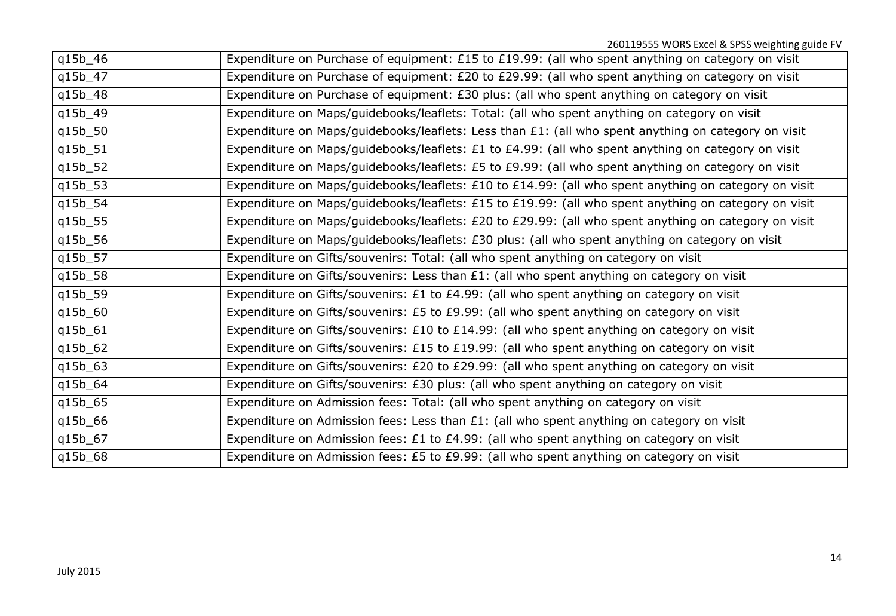| q15b_46 | Expenditure on Purchase of equipment: £15 to £19.99: (all who spent anything on category on visit |
|---|---|
| q15b_47 | Expenditure on Purchase of equipment: £20 to £29.99: (all who spent anything on category on visit |
| q15b_48 | Expenditure on Purchase of equipment: £30 plus: (all who spent anything on category on visit |
| q15b_49 | Expenditure on Maps/guidebooks/leaflets: Total: (all who spent anything on category on visit |
| q15b_50 | Expenditure on Maps/guidebooks/leaflets: Less than £1: (all who spent anything on category on visit |
| q15b_51 | Expenditure on Maps/guidebooks/leaflets: £1 to £4.99: (all who spent anything on category on visit |
| q15b_52 | Expenditure on Maps/guidebooks/leaflets: £5 to £9.99: (all who spent anything on category on visit |
| q15b_53 | Expenditure on Maps/guidebooks/leaflets: £10 to £14.99: (all who spent anything on category on visit |
| q15b_54 | Expenditure on Maps/guidebooks/leaflets: £15 to £19.99: (all who spent anything on category on visit |
| q15b_55 | Expenditure on Maps/guidebooks/leaflets: £20 to £29.99: (all who spent anything on category on visit |
| q15b_56 | Expenditure on Maps/guidebooks/leaflets: £30 plus: (all who spent anything on category on visit |
| q15b_57 | Expenditure on Gifts/souvenirs: Total: (all who spent anything on category on visit |
| q15b_58 | Expenditure on Gifts/souvenirs: Less than £1: (all who spent anything on category on visit |
| q15b_59 | Expenditure on Gifts/souvenirs: £1 to £4.99: (all who spent anything on category on visit |
| q15b_60 | Expenditure on Gifts/souvenirs: £5 to £9.99: (all who spent anything on category on visit |
| q15b_61 | Expenditure on Gifts/souvenirs: £10 to £14.99: (all who spent anything on category on visit |
| q15b_62 | Expenditure on Gifts/souvenirs: £15 to £19.99: (all who spent anything on category on visit |
| q15b_63 | Expenditure on Gifts/souvenirs: £20 to £29.99: (all who spent anything on category on visit |
| q15b_64 | Expenditure on Gifts/souvenirs: £30 plus: (all who spent anything on category on visit |
| q15b_65 | Expenditure on Admission fees: Total: (all who spent anything on category on visit |
| q15b_66 | Expenditure on Admission fees: Less than £1: (all who spent anything on category on visit |
| q15b_67 | Expenditure on Admission fees: £1 to £4.99: (all who spent anything on category on visit |
| q15b_68 | Expenditure on Admission fees: £5 to £9.99: (all who spent anything on category on visit |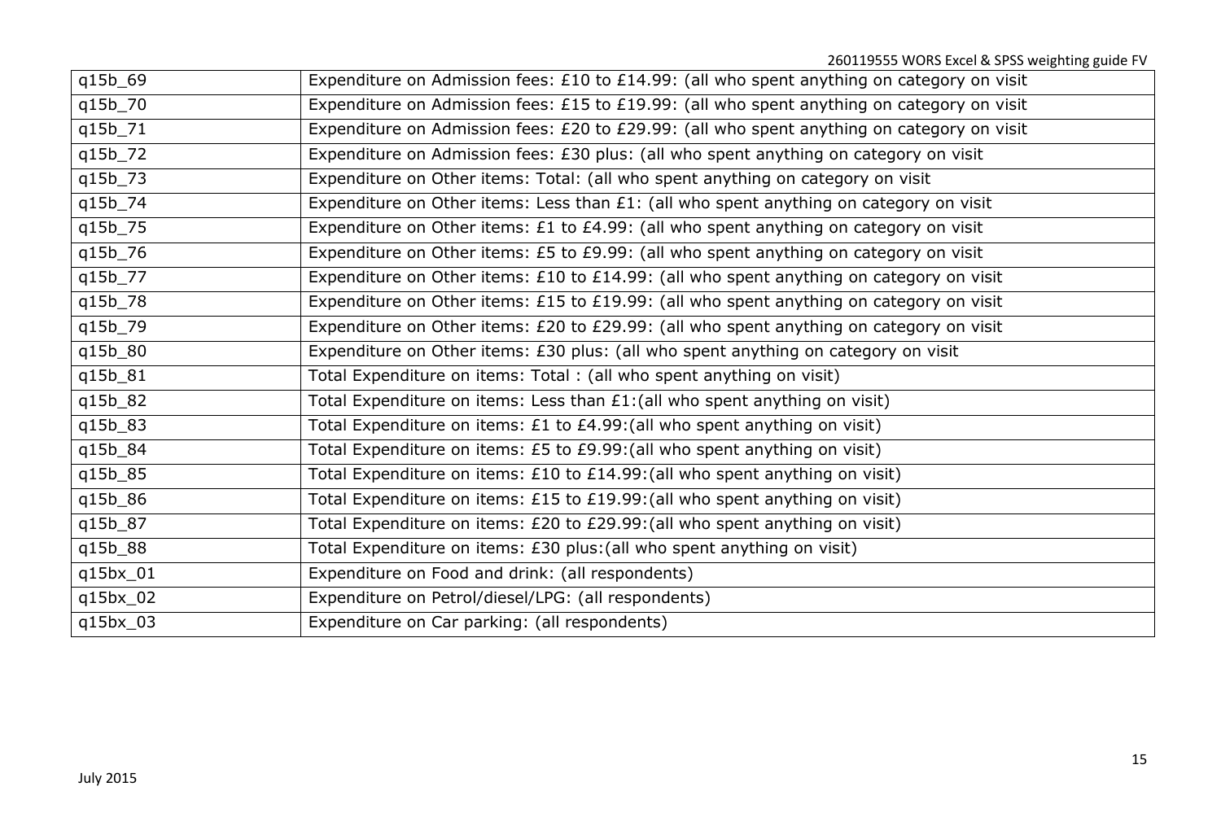| q15b_69 | Expenditure on Admission fees: £10 to £14.99: (all who spent anything on category on visit |
|---|---|
| q15b_70 | Expenditure on Admission fees: £15 to £19.99: (all who spent anything on category on visit |
| q15b_71 | Expenditure on Admission fees: £20 to £29.99: (all who spent anything on category on visit |
| q15b_72 | Expenditure on Admission fees: £30 plus: (all who spent anything on category on visit |
| q15b_73 | Expenditure on Other items: Total: (all who spent anything on category on visit |
| q15b_74 | Expenditure on Other items: Less than £1: (all who spent anything on category on visit |
| q15b_75 | Expenditure on Other items: £1 to £4.99: (all who spent anything on category on visit |
| q15b_76 | Expenditure on Other items: £5 to £9.99: (all who spent anything on category on visit |
| q15b_77 | Expenditure on Other items: £10 to £14.99: (all who spent anything on category on visit |
| q15b_78 | Expenditure on Other items: £15 to £19.99: (all who spent anything on category on visit |
| q15b_79 | Expenditure on Other items: £20 to £29.99: (all who spent anything on category on visit |
| q15b_80 | Expenditure on Other items: £30 plus: (all who spent anything on category on visit |
| q15b_81 | Total Expenditure on items: Total : (all who spent anything on visit) |
| q15b_82 | Total Expenditure on items: Less than £1:(all who spent anything on visit) |
| q15b_83 | Total Expenditure on items: £1 to £4.99:(all who spent anything on visit) |
| q15b_84 | Total Expenditure on items: £5 to £9.99:(all who spent anything on visit) |
| q15b_85 | Total Expenditure on items: £10 to £14.99:(all who spent anything on visit) |
| q15b_86 | Total Expenditure on items: £15 to £19.99:(all who spent anything on visit) |
| q15b_87 | Total Expenditure on items: £20 to £29.99:(all who spent anything on visit) |
| q15b_88 | Total Expenditure on items: £30 plus:(all who spent anything on visit) |
| q15bx_01 | Expenditure on Food and drink: (all respondents) |
| q15bx_02 | Expenditure on Petrol/diesel/LPG: (all respondents) |
| q15bx_03 | Expenditure on Car parking: (all respondents) |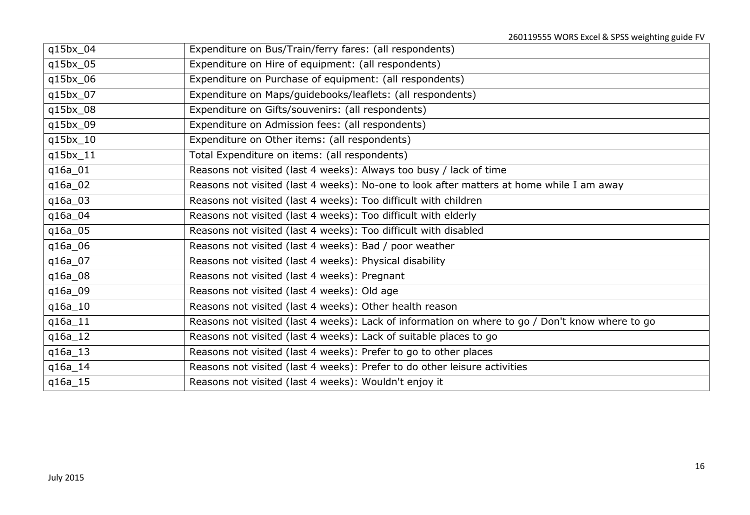| | |
|---|---|
| q15bx_04 | Expenditure on Bus/Train/ferry fares: (all respondents) |
| q15bx_05 | Expenditure on Hire of equipment: (all respondents) |
| q15bx_06 | Expenditure on Purchase of equipment: (all respondents) |
| q15bx_07 | Expenditure on Maps/guidebooks/leaflets: (all respondents) |
| q15bx_08 | Expenditure on Gifts/souvenirs: (all respondents) |
| q15bx_09 | Expenditure on Admission fees: (all respondents) |
| q15bx_10 | Expenditure on Other items: (all respondents) |
| q15bx_11 | Total Expenditure on items: (all respondents) |
| q16a_01 | Reasons not visited (last 4 weeks): Always too busy / lack of time |
| q16a_02 | Reasons not visited (last 4 weeks): No-one to look after matters at home while I am away |
| q16a_03 | Reasons not visited (last 4 weeks): Too difficult with children |
| q16a_04 | Reasons not visited (last 4 weeks): Too difficult with elderly |
| q16a_05 | Reasons not visited (last 4 weeks): Too difficult with disabled |
| q16a_06 | Reasons not visited (last 4 weeks): Bad / poor weather |
| q16a_07 | Reasons not visited (last 4 weeks): Physical disability |
| q16a_08 | Reasons not visited (last 4 weeks): Pregnant |
| q16a_09 | Reasons not visited (last 4 weeks): Old age |
| q16a_10 | Reasons not visited (last 4 weeks): Other health reason |
| q16a_11 | Reasons not visited (last 4 weeks): Lack of information on where to go / Don't know where to go |
| q16a_12 | Reasons not visited (last 4 weeks): Lack of suitable places to go |
| q16a_13 | Reasons not visited (last 4 weeks): Prefer to go to other places |
| q16a_14 | Reasons not visited (last 4 weeks): Prefer to do other leisure activities |
| q16a_15 | Reasons not visited (last 4 weeks): Wouldn't enjoy it |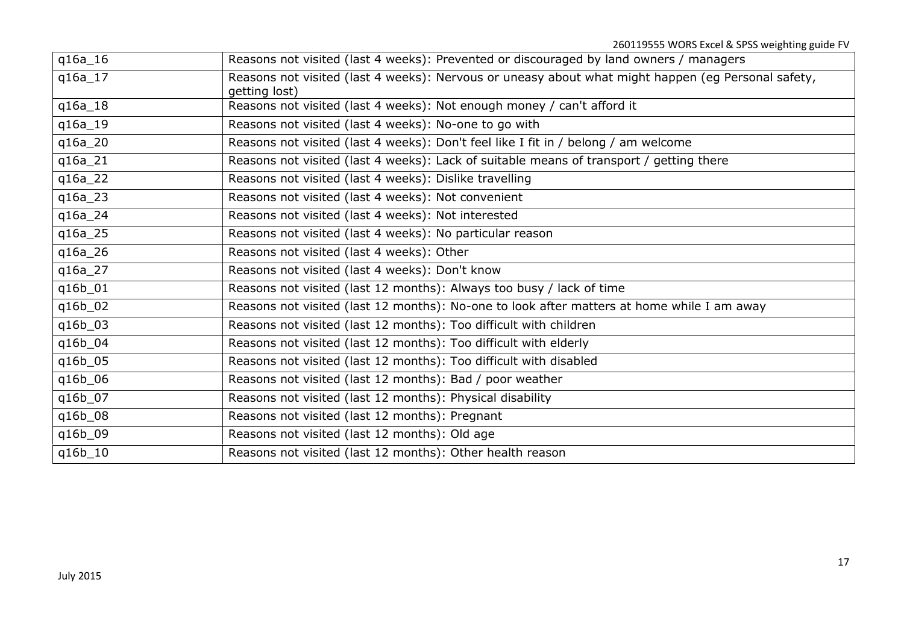| q16a_16 | Reasons not visited (last 4 weeks): Prevented or discouraged by land owners / managers |
|---|---|
| q16a_17 | Reasons not visited (last 4 weeks): Nervous or uneasy about what might happen (eg Personal safety, getting lost) |
| q16a_18 | Reasons not visited (last 4 weeks): Not enough money / can't afford it |
| q16a_19 | Reasons not visited (last 4 weeks): No-one to go with |
| q16a_20 | Reasons not visited (last 4 weeks): Don't feel like I fit in / belong / am welcome |
| q16a_21 | Reasons not visited (last 4 weeks): Lack of suitable means of transport / getting there |
| q16a_22 | Reasons not visited (last 4 weeks): Dislike travelling |
| q16a_23 | Reasons not visited (last 4 weeks): Not convenient |
| q16a_24 | Reasons not visited (last 4 weeks): Not interested |
| q16a_25 | Reasons not visited (last 4 weeks): No particular reason |
| q16a_26 | Reasons not visited (last 4 weeks): Other |
| q16a_27 | Reasons not visited (last 4 weeks): Don't know |
| q16b_01 | Reasons not visited (last 12 months): Always too busy / lack of time |
| q16b_02 | Reasons not visited (last 12 months): No-one to look after matters at home while I am away |
| q16b_03 | Reasons not visited (last 12 months): Too difficult with children |
| q16b_04 | Reasons not visited (last 12 months): Too difficult with elderly |
| q16b_05 | Reasons not visited (last 12 months): Too difficult with disabled |
| q16b_06 | Reasons not visited (last 12 months): Bad / poor weather |
| q16b_07 | Reasons not visited (last 12 months): Physical disability |
| q16b_08 | Reasons not visited (last 12 months): Pregnant |
| q16b_09 | Reasons not visited (last 12 months): Old age |
| q16b_10 | Reasons not visited (last 12 months): Other health reason |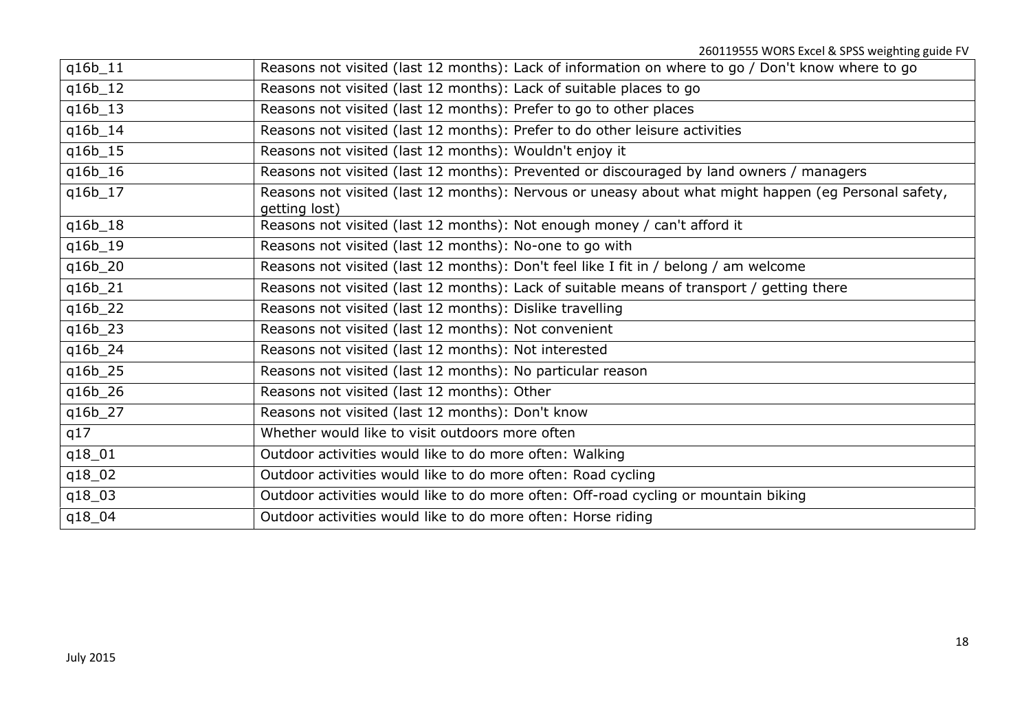| q16b_11 | Reasons not visited (last 12 months): Lack of information on where to go / Don't know where to go |
|---|---|
| q16b_12 | Reasons not visited (last 12 months): Lack of suitable places to go |
| q16b_13 | Reasons not visited (last 12 months): Prefer to go to other places |
| q16b_14 | Reasons not visited (last 12 months): Prefer to do other leisure activities |
| q16b_15 | Reasons not visited (last 12 months): Wouldn't enjoy it |
| q16b_16 | Reasons not visited (last 12 months): Prevented or discouraged by land owners / managers |
| q16b_17 | Reasons not visited (last 12 months): Nervous or uneasy about what might happen (eg Personal safety, getting lost) |
| q16b_18 | Reasons not visited (last 12 months): Not enough money / can't afford it |
| q16b_19 | Reasons not visited (last 12 months): No-one to go with |
| q16b_20 | Reasons not visited (last 12 months): Don't feel like I fit in / belong / am welcome |
| q16b_21 | Reasons not visited (last 12 months): Lack of suitable means of transport / getting there |
| q16b_22 | Reasons not visited (last 12 months): Dislike travelling |
| q16b_23 | Reasons not visited (last 12 months): Not convenient |
| q16b_24 | Reasons not visited (last 12 months): Not interested |
| q16b_25 | Reasons not visited (last 12 months): No particular reason |
| q16b_26 | Reasons not visited (last 12 months): Other |
| q16b_27 | Reasons not visited (last 12 months): Don't know |
| q17 | Whether would like to visit outdoors more often |
| q18_01 | Outdoor activities would like to do more often: Walking |
| q18_02 | Outdoor activities would like to do more often: Road cycling |
| q18_03 | Outdoor activities would like to do more often: Off-road cycling or mountain biking |
| q18_04 | Outdoor activities would like to do more often: Horse riding |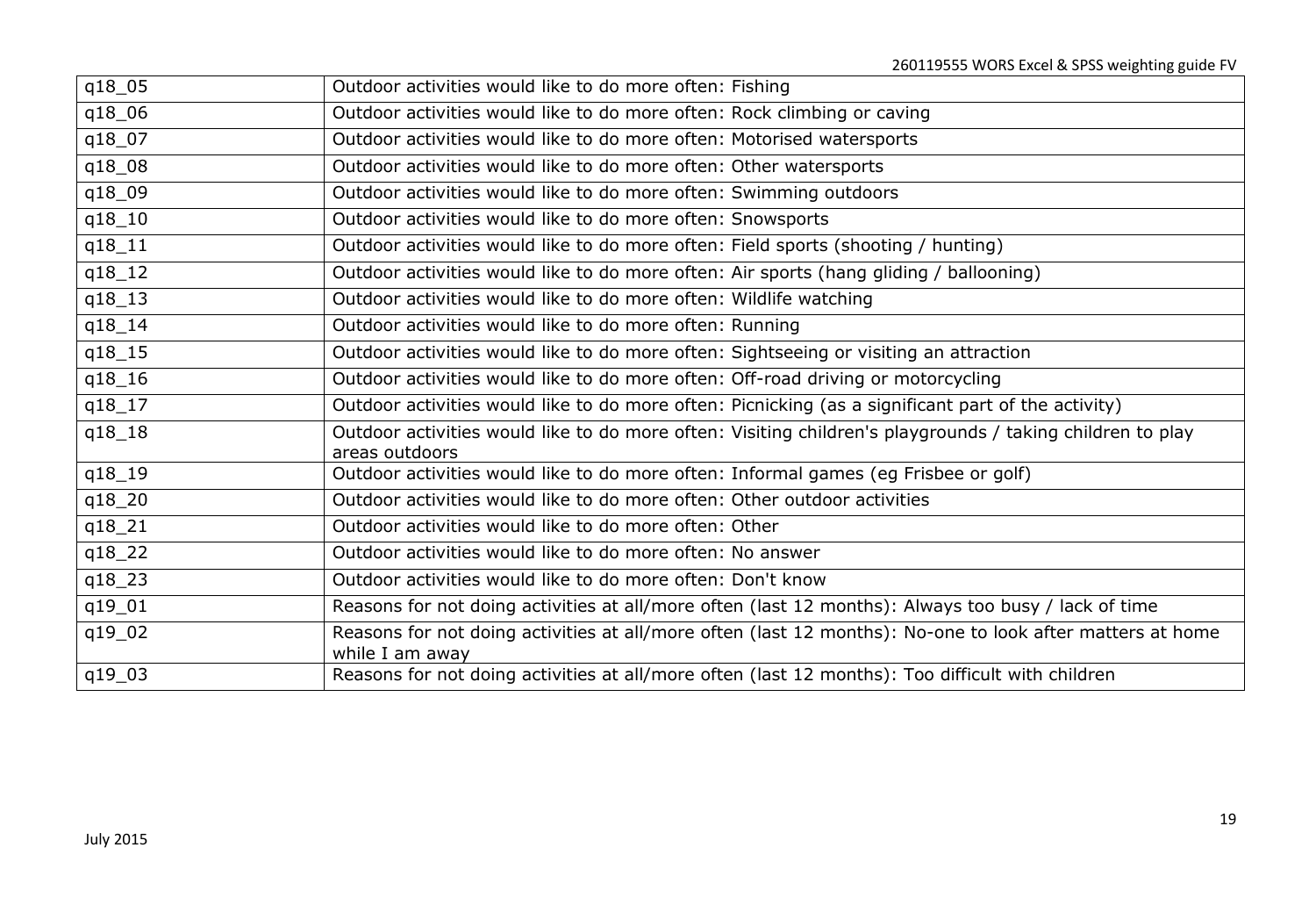| | |
|---|---|
| q18_05 | Outdoor activities would like to do more often: Fishing |
| q18_06 | Outdoor activities would like to do more often: Rock climbing or caving |
| q18_07 | Outdoor activities would like to do more often: Motorised watersports |
| q18_08 | Outdoor activities would like to do more often: Other watersports |
| q18_09 | Outdoor activities would like to do more often: Swimming outdoors |
| q18_10 | Outdoor activities would like to do more often: Snowsports |
| q18_11 | Outdoor activities would like to do more often: Field sports (shooting / hunting) |
| q18_12 | Outdoor activities would like to do more often: Air sports (hang gliding / ballooning) |
| q18_13 | Outdoor activities would like to do more often: Wildlife watching |
| q18_14 | Outdoor activities would like to do more often: Running |
| q18_15 | Outdoor activities would like to do more often: Sightseeing or visiting an attraction |
| q18_16 | Outdoor activities would like to do more often: Off-road driving or motorcycling |
| q18_17 | Outdoor activities would like to do more often: Picnicking (as a significant part of the activity) |
| q18_18 | Outdoor activities would like to do more often: Visiting children's playgrounds / taking children to play areas outdoors |
| q18_19 | Outdoor activities would like to do more often: Informal games (eg Frisbee or golf) |
| q18_20 | Outdoor activities would like to do more often: Other outdoor activities |
| q18_21 | Outdoor activities would like to do more often: Other |
| q18_22 | Outdoor activities would like to do more often: No answer |
| q18_23 | Outdoor activities would like to do more often: Don't know |
| q19_01 | Reasons for not doing activities at all/more often (last 12 months): Always too busy / lack of time |
| q19_02 | Reasons for not doing activities at all/more often (last 12 months): No-one to look after matters at home while I am away |
| q19_03 | Reasons for not doing activities at all/more often (last 12 months): Too difficult with children |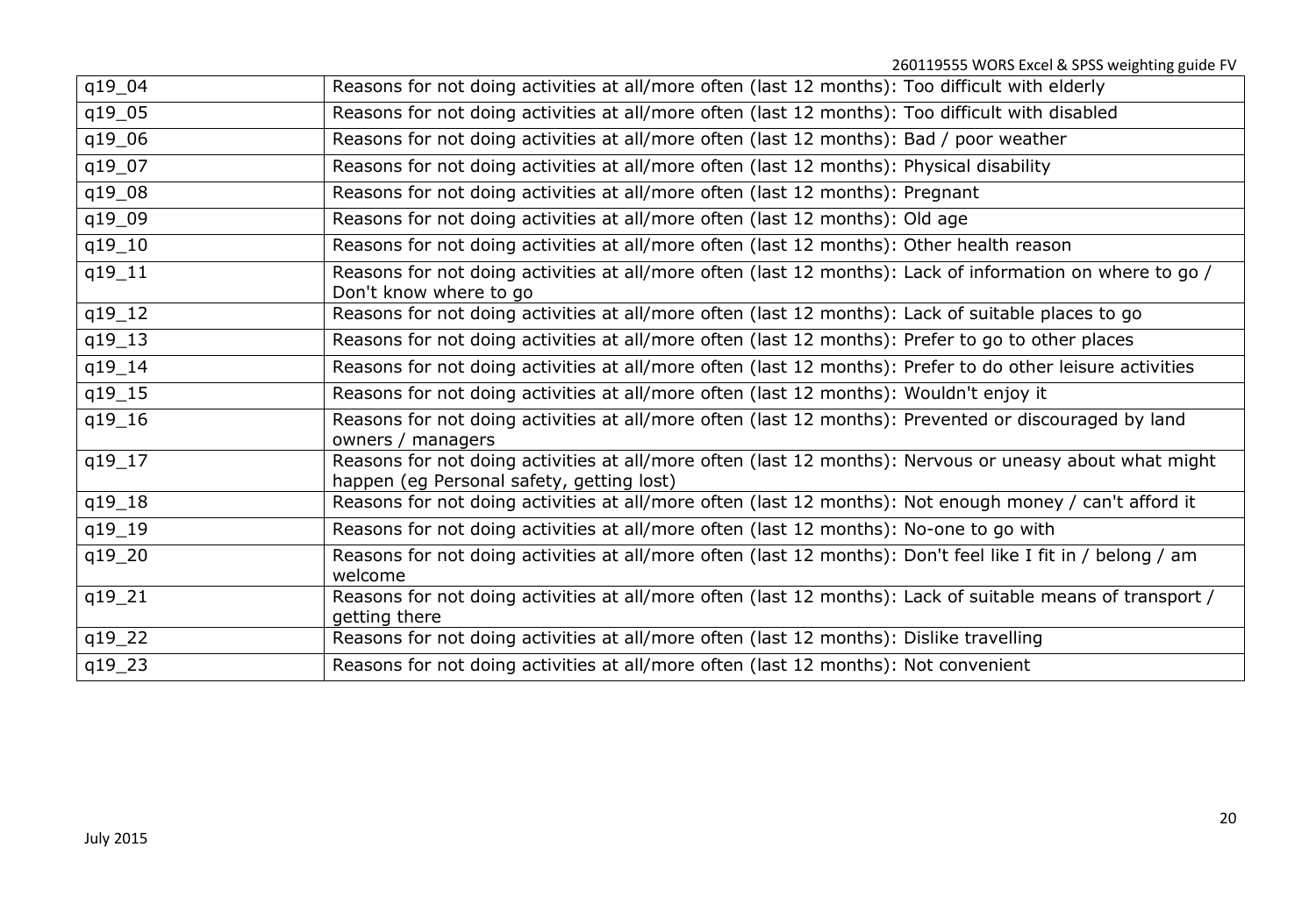| q19_04 | Reasons for not doing activities at all/more often (last 12 months): Too difficult with elderly |
|---|---|
| q19_05 | Reasons for not doing activities at all/more often (last 12 months): Too difficult with disabled |
| q19_06 | Reasons for not doing activities at all/more often (last 12 months): Bad / poor weather |
| q19_07 | Reasons for not doing activities at all/more often (last 12 months): Physical disability |
| q19_08 | Reasons for not doing activities at all/more often (last 12 months): Pregnant |
| q19_09 | Reasons for not doing activities at all/more often (last 12 months): Old age |
| q19_10 | Reasons for not doing activities at all/more often (last 12 months): Other health reason |
| q19_11 | Reasons for not doing activities at all/more often (last 12 months): Lack of information on where to go / Don't know where to go |
| q19_12 | Reasons for not doing activities at all/more often (last 12 months): Lack of suitable places to go |
| q19_13 | Reasons for not doing activities at all/more often (last 12 months): Prefer to go to other places |
| q19_14 | Reasons for not doing activities at all/more often (last 12 months): Prefer to do other leisure activities |
| q19_15 | Reasons for not doing activities at all/more often (last 12 months): Wouldn't enjoy it |
| q19_16 | Reasons for not doing activities at all/more often (last 12 months): Prevented or discouraged by land owners / managers |
| q19_17 | Reasons for not doing activities at all/more often (last 12 months): Nervous or uneasy about what might happen (eg Personal safety, getting lost) |
| q19_18 | Reasons for not doing activities at all/more often (last 12 months): Not enough money / can't afford it |
| q19_19 | Reasons for not doing activities at all/more often (last 12 months): No-one to go with |
| q19_20 | Reasons for not doing activities at all/more often (last 12 months): Don't feel like I fit in / belong / am welcome |
| q19_21 | Reasons for not doing activities at all/more often (last 12 months): Lack of suitable means of transport / getting there |
| q19_22 | Reasons for not doing activities at all/more often (last 12 months): Dislike travelling |
| q19_23 | Reasons for not doing activities at all/more often (last 12 months): Not convenient |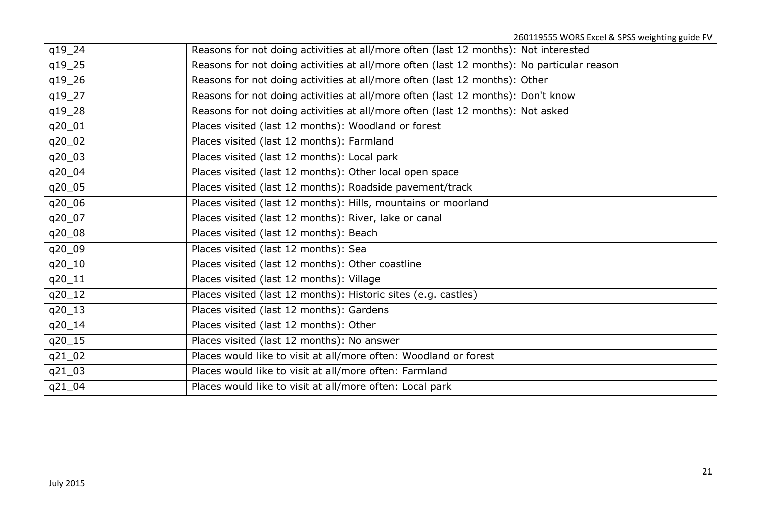| | |
|---|---|
| q19_24 | Reasons for not doing activities at all/more often (last 12 months): Not interested |
| q19_25 | Reasons for not doing activities at all/more often (last 12 months): No particular reason |
| q19_26 | Reasons for not doing activities at all/more often (last 12 months): Other |
| q19_27 | Reasons for not doing activities at all/more often (last 12 months): Don't know |
| q19_28 | Reasons for not doing activities at all/more often (last 12 months): Not asked |
| q20_01 | Places visited (last 12 months): Woodland or forest |
| q20_02 | Places visited (last 12 months): Farmland |
| q20_03 | Places visited (last 12 months): Local park |
| q20_04 | Places visited (last 12 months): Other local open space |
| q20_05 | Places visited (last 12 months): Roadside pavement/track |
| q20_06 | Places visited (last 12 months): Hills, mountains or moorland |
| q20_07 | Places visited (last 12 months): River, lake or canal |
| q20_08 | Places visited (last 12 months): Beach |
| q20_09 | Places visited (last 12 months): Sea |
| q20_10 | Places visited (last 12 months): Other coastline |
| q20_11 | Places visited (last 12 months): Village |
| q20_12 | Places visited (last 12 months): Historic sites (e.g. castles) |
| q20_13 | Places visited (last 12 months): Gardens |
| q20_14 | Places visited (last 12 months): Other |
| q20_15 | Places visited (last 12 months): No answer |
| q21_02 | Places would like to visit at all/more often: Woodland or forest |
| q21_03 | Places would like to visit at all/more often: Farmland |
| q21_04 | Places would like to visit at all/more often: Local park |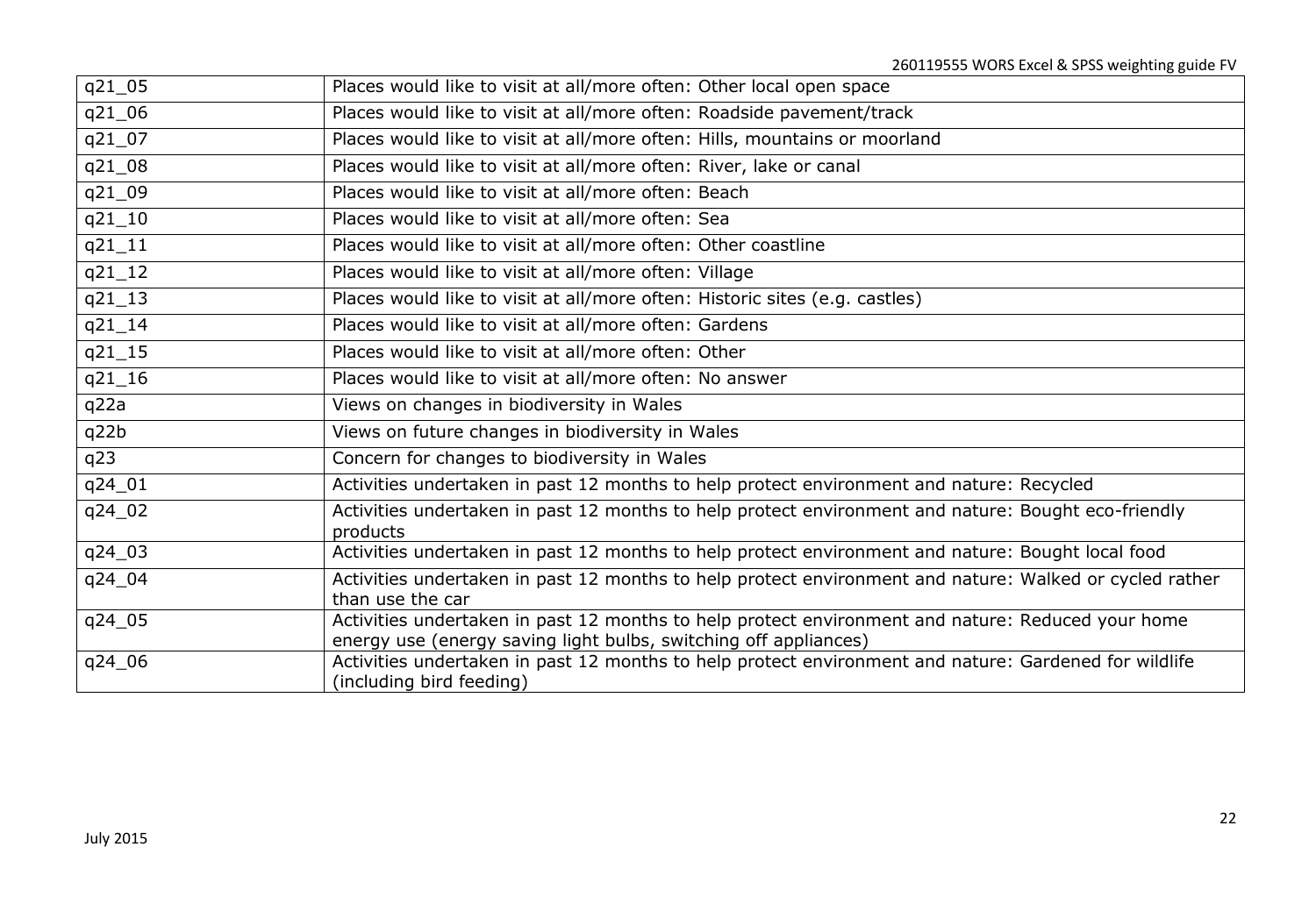| | |
|---|---|
| q21_05 | Places would like to visit at all/more often: Other local open space |
| q21_06 | Places would like to visit at all/more often: Roadside pavement/track |
| q21_07 | Places would like to visit at all/more often: Hills, mountains or moorland |
| q21_08 | Places would like to visit at all/more often: River, lake or canal |
| q21_09 | Places would like to visit at all/more often: Beach |
| q21_10 | Places would like to visit at all/more often: Sea |
| q21_11 | Places would like to visit at all/more often: Other coastline |
| q21_12 | Places would like to visit at all/more often: Village |
| q21_13 | Places would like to visit at all/more often: Historic sites (e.g. castles) |
| q21_14 | Places would like to visit at all/more often: Gardens |
| q21_15 | Places would like to visit at all/more often: Other |
| q21_16 | Places would like to visit at all/more often: No answer |
| q22a | Views on changes in biodiversity in Wales |
| q22b | Views on future changes in biodiversity in Wales |
| q23 | Concern for changes to biodiversity in Wales |
| q24_01 | Activities undertaken in past 12 months to help protect environment and nature: Recycled |
| q24_02 | Activities undertaken in past 12 months to help protect environment and nature: Bought eco-friendly products |
| q24_03 | Activities undertaken in past 12 months to help protect environment and nature: Bought local food |
| q24_04 | Activities undertaken in past 12 months to help protect environment and nature: Walked or cycled rather than use the car |
| q24_05 | Activities undertaken in past 12 months to help protect environment and nature: Reduced your home energy use (energy saving light bulbs, switching off appliances) |
| q24_06 | Activities undertaken in past 12 months to help protect environment and nature: Gardened for wildlife (including bird feeding) |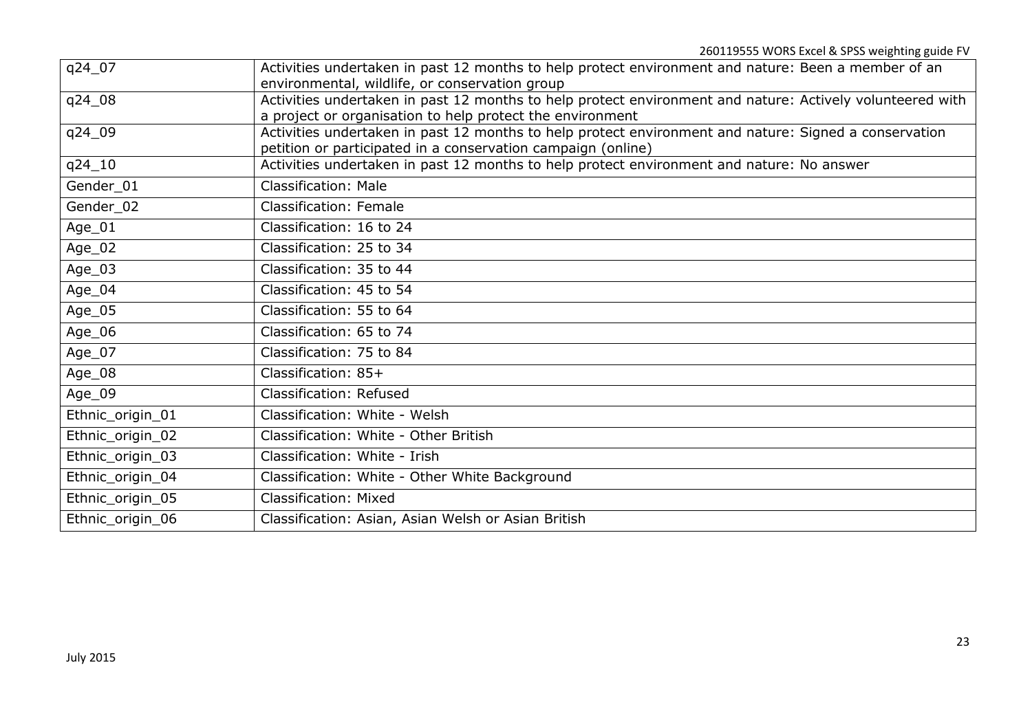| | |
|---|---|
| q24_07 | Activities undertaken in past 12 months to help protect environment and nature: Been a member of an environmental, wildlife, or conservation group |
| q24_08 | Activities undertaken in past 12 months to help protect environment and nature: Actively volunteered with a project or organisation to help protect the environment |
| q24_09 | Activities undertaken in past 12 months to help protect environment and nature: Signed a conservation petition or participated in a conservation campaign (online) |
| q24_10 | Activities undertaken in past 12 months to help protect environment and nature: No answer |
| Gender_01 | Classification: Male |
| Gender_02 | Classification: Female |
| Age_01 | Classification: 16 to 24 |
| Age_02 | Classification: 25 to 34 |
| Age_03 | Classification: 35 to 44 |
| Age_04 | Classification: 45 to 54 |
| Age_05 | Classification: 55 to 64 |
| Age_06 | Classification: 65 to 74 |
| Age_07 | Classification: 75 to 84 |
| Age_08 | Classification: 85+ |
| Age_09 | Classification: Refused |
| Ethnic_origin_01 | Classification: White - Welsh |
| Ethnic_origin_02 | Classification: White - Other British |
| Ethnic_origin_03 | Classification: White - Irish |
| Ethnic_origin_04 | Classification: White - Other White Background |
| Ethnic_origin_05 | Classification: Mixed |
| Ethnic_origin_06 | Classification: Asian, Asian Welsh or Asian British |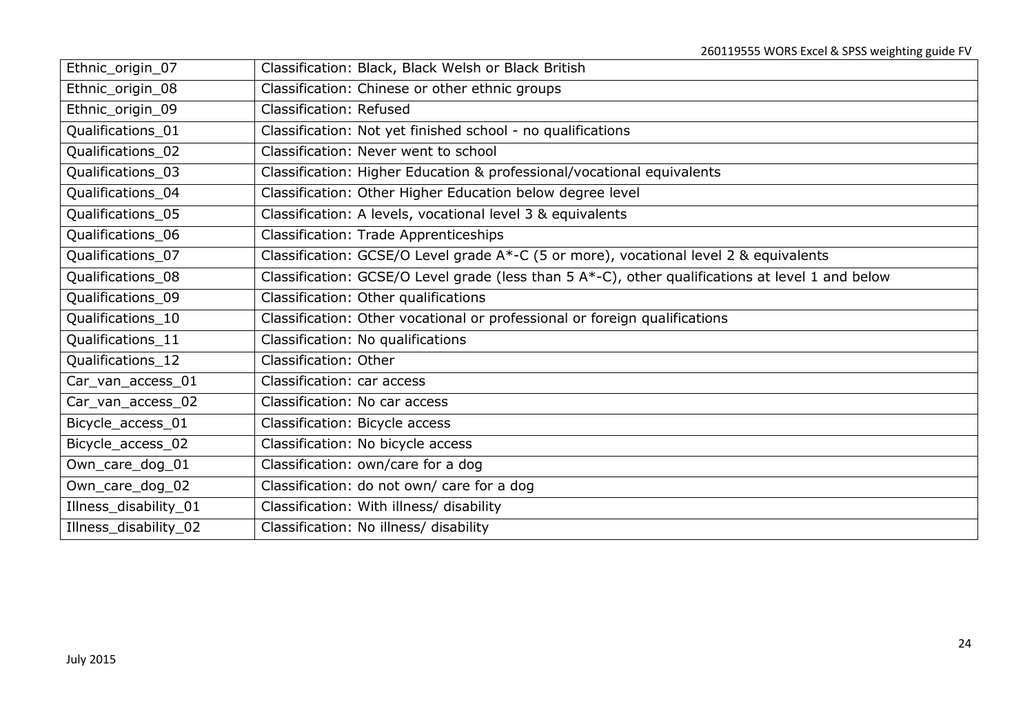| Ethnic_origin_07 | Classification: Black, Black Welsh or Black British |
|---|---|
| Ethnic_origin_08 | Classification: Chinese or other ethnic groups |
| Ethnic_origin_09 | Classification: Refused |
| Qualifications_01 | Classification: Not yet finished school - no qualifications |
| Qualifications_02 | Classification: Never went to school |
| Qualifications_03 | Classification: Higher Education & professional/vocational equivalents |
| Qualifications_04 | Classification: Other Higher Education below degree level |
| Qualifications_05 | Classification: A levels, vocational level 3 & equivalents |
| Qualifications_06 | Classification: Trade Apprenticeships |
| Qualifications_07 | Classification: GCSE/O Level grade A*-C (5 or more), vocational level 2 & equivalents |
| Qualifications_08 | Classification: GCSE/O Level grade (less than 5 A*-C), other qualifications at level 1 and below |
| Qualifications_09 | Classification: Other qualifications |
| Qualifications_10 | Classification: Other vocational or professional or foreign qualifications |
| Qualifications_11 | Classification: No qualifications |
| Qualifications_12 | Classification: Other |
| Car_van_access_01 | Classification: car access |
| Car_van_access_02 | Classification: No car access |
| Bicycle_access_01 | Classification: Bicycle access |
| Bicycle_access_02 | Classification: No bicycle access |
| Own_care_dog_01 | Classification: own/care for a dog |
| Own_care_dog_02 | Classification: do not own/ care for a dog |
| Illness_disability_01 | Classification: With illness/ disability |
| Illness_disability_02 | Classification: No illness/ disability |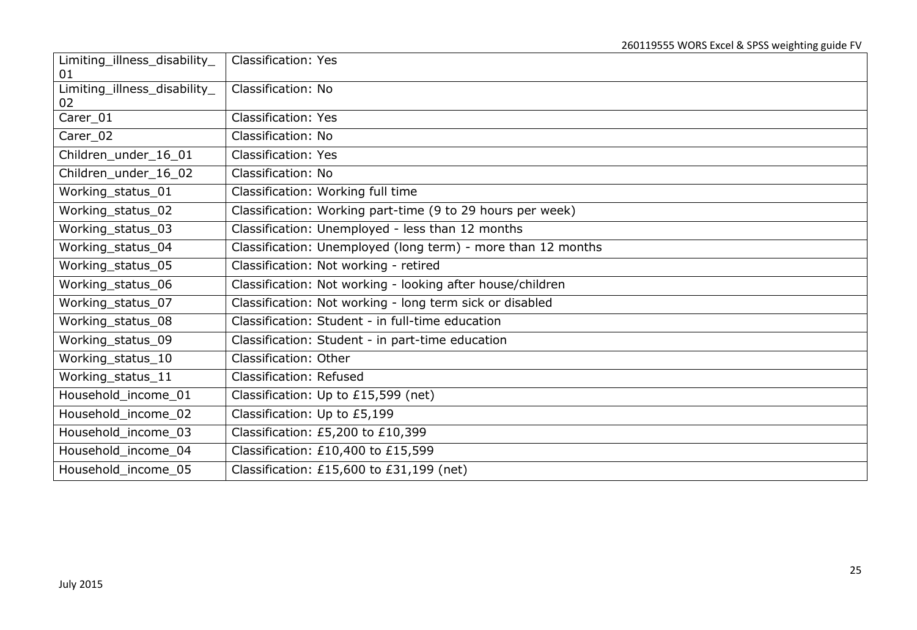| Limiting_illness_disability_01 | Classification: Yes |
|---|---|
| Limiting_illness_disability_02 | Classification: No |
| Carer_01 | Classification: Yes |
| Carer_02 | Classification: No |
| Children_under_16_01 | Classification: Yes |
| Children_under_16_02 | Classification: No |
| Working_status_01 | Classification: Working full time |
| Working_status_02 | Classification: Working part-time (9 to 29 hours per week) |
| Working_status_03 | Classification: Unemployed - less than 12 months |
| Working_status_04 | Classification: Unemployed (long term) - more than 12 months |
| Working_status_05 | Classification: Not working - retired |
| Working_status_06 | Classification: Not working - looking after house/children |
| Working_status_07 | Classification: Not working - long term sick or disabled |
| Working_status_08 | Classification: Student - in full-time education |
| Working_status_09 | Classification: Student - in part-time education |
| Working_status_10 | Classification: Other |
| Working_status_11 | Classification: Refused |
| Household_income_01 | Classification: Up to £15,599 (net) |
| Household_income_02 | Classification: Up to £5,199 |
| Household_income_03 | Classification: £5,200 to £10,399 |
| Household_income_04 | Classification: £10,400 to £15,599 |
| Household_income_05 | Classification: £15,600 to £31,199 (net) |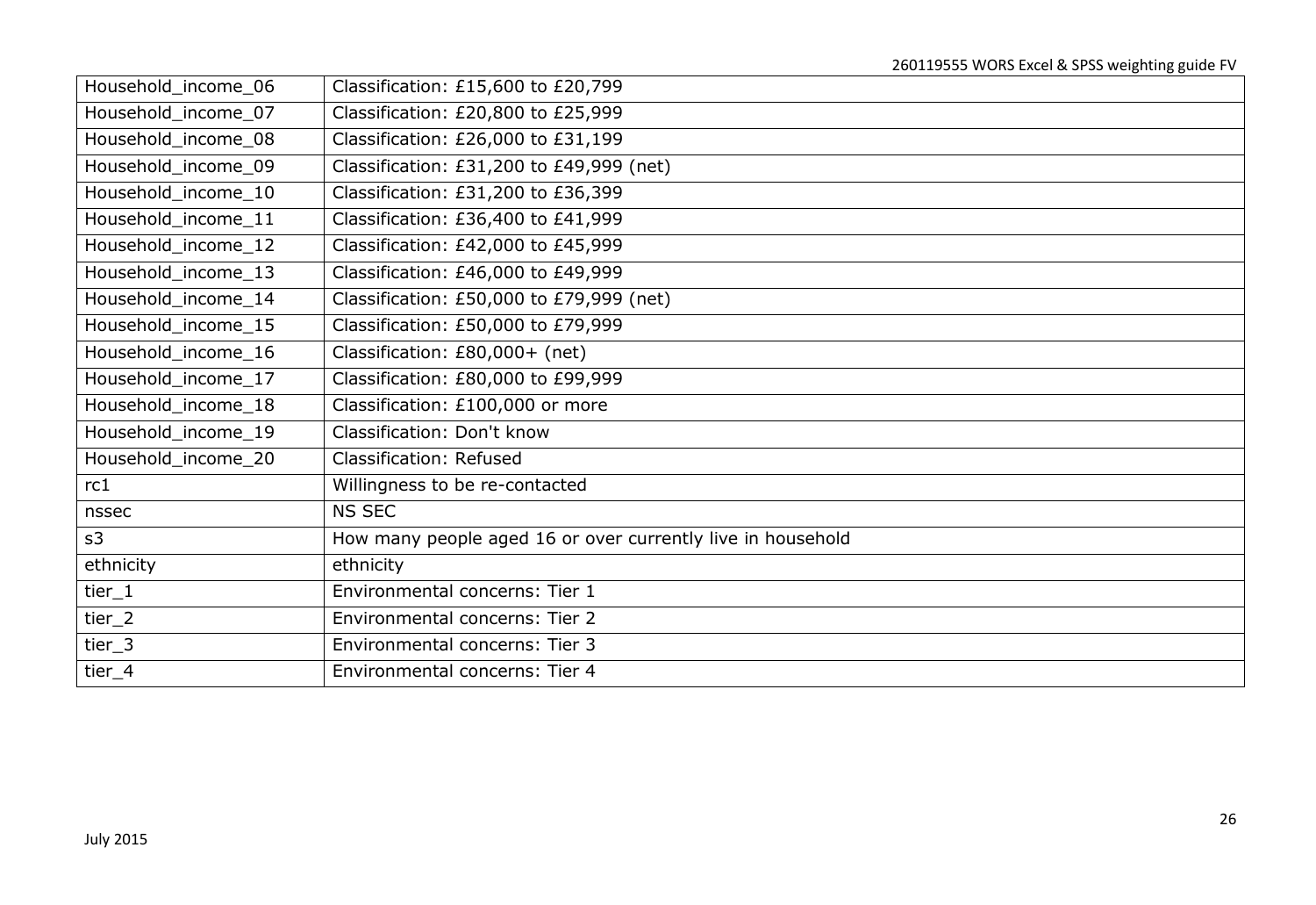| Household_income_06 | Classification: £15,600 to £20,799 |
|---|---|
| Household_income_07 | Classification: £20,800 to £25,999 |
| Household_income_08 | Classification: £26,000 to £31,199 |
| Household_income_09 | Classification: £31,200 to £49,999 (net) |
| Household_income_10 | Classification: £31,200 to £36,399 |
| Household_income_11 | Classification: £36,400 to £41,999 |
| Household_income_12 | Classification: £42,000 to £45,999 |
| Household_income_13 | Classification: £46,000 to £49,999 |
| Household_income_14 | Classification: £50,000 to £79,999 (net) |
| Household_income_15 | Classification: £50,000 to £79,999 |
| Household_income_16 | Classification: £80,000+ (net) |
| Household_income_17 | Classification: £80,000 to £99,999 |
| Household_income_18 | Classification: £100,000 or more |
| Household_income_19 | Classification: Don't know |
| Household_income_20 | Classification: Refused |
| rc1 | Willingness to be re-contacted |
| nssec | NS SEC |
| s3 | How many people aged 16 or over currently live in household |
| ethnicity | ethnicity |
| tier_1 | Environmental concerns: Tier 1 |
| tier_2 | Environmental concerns: Tier 2 |
| tier_3 | Environmental concerns: Tier 3 |
| tier_4 | Environmental concerns: Tier 4 |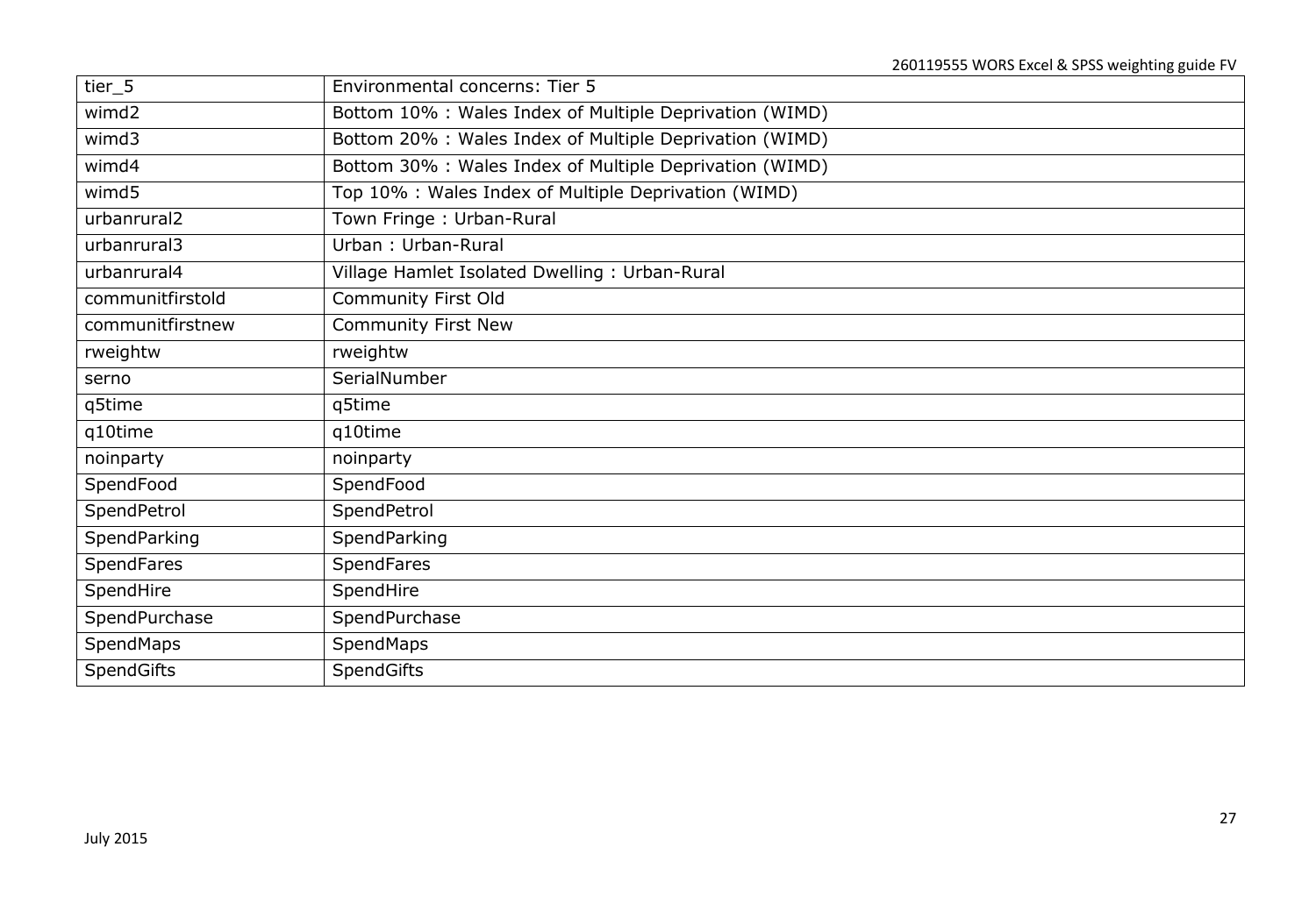| | |
|---|---|
| tier_5 | Environmental concerns: Tier 5 |
| wimd2 | Bottom 10% : Wales Index of Multiple Deprivation (WIMD) |
| wimd3 | Bottom 20% : Wales Index of Multiple Deprivation (WIMD) |
| wimd4 | Bottom 30% : Wales Index of Multiple Deprivation (WIMD) |
| wimd5 | Top 10% : Wales Index of Multiple Deprivation (WIMD) |
| urbanrural2 | Town Fringe : Urban-Rural |
| urbanrural3 | Urban : Urban-Rural |
| urbanrural4 | Village Hamlet Isolated Dwelling : Urban-Rural |
| communitfirstold | Community First Old |
| communitfirstnew | Community First New |
| rweightw | rweightw |
| serno | SerialNumber |
| q5time | q5time |
| q10time | q10time |
| noinparty | noinparty |
| SpendFood | SpendFood |
| SpendPetrol | SpendPetrol |
| SpendParking | SpendParking |
| SpendFares | SpendFares |
| SpendHire | SpendHire |
| SpendPurchase | SpendPurchase |
| SpendMaps | SpendMaps |
| SpendGifts | SpendGifts |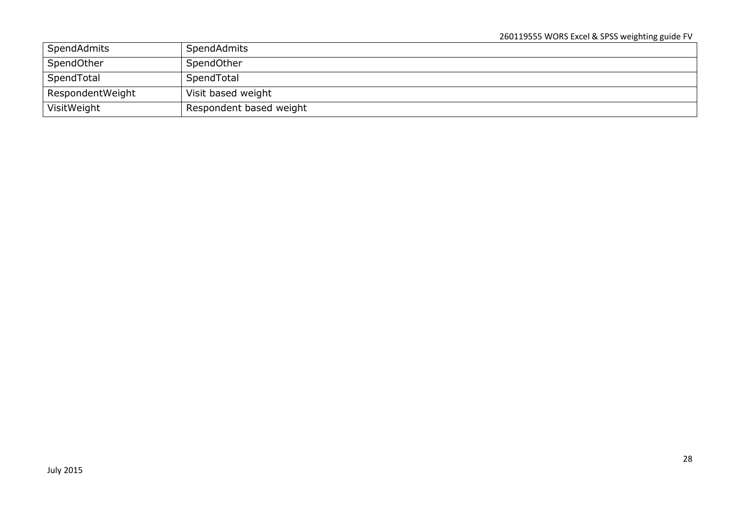| | |
|---|---|
| SpendAdmits | SpendAdmits |
| SpendOther | SpendOther |
| SpendTotal | SpendTotal |
| RespondentWeight | Visit based weight |
| VisitWeight | Respondent based weight |